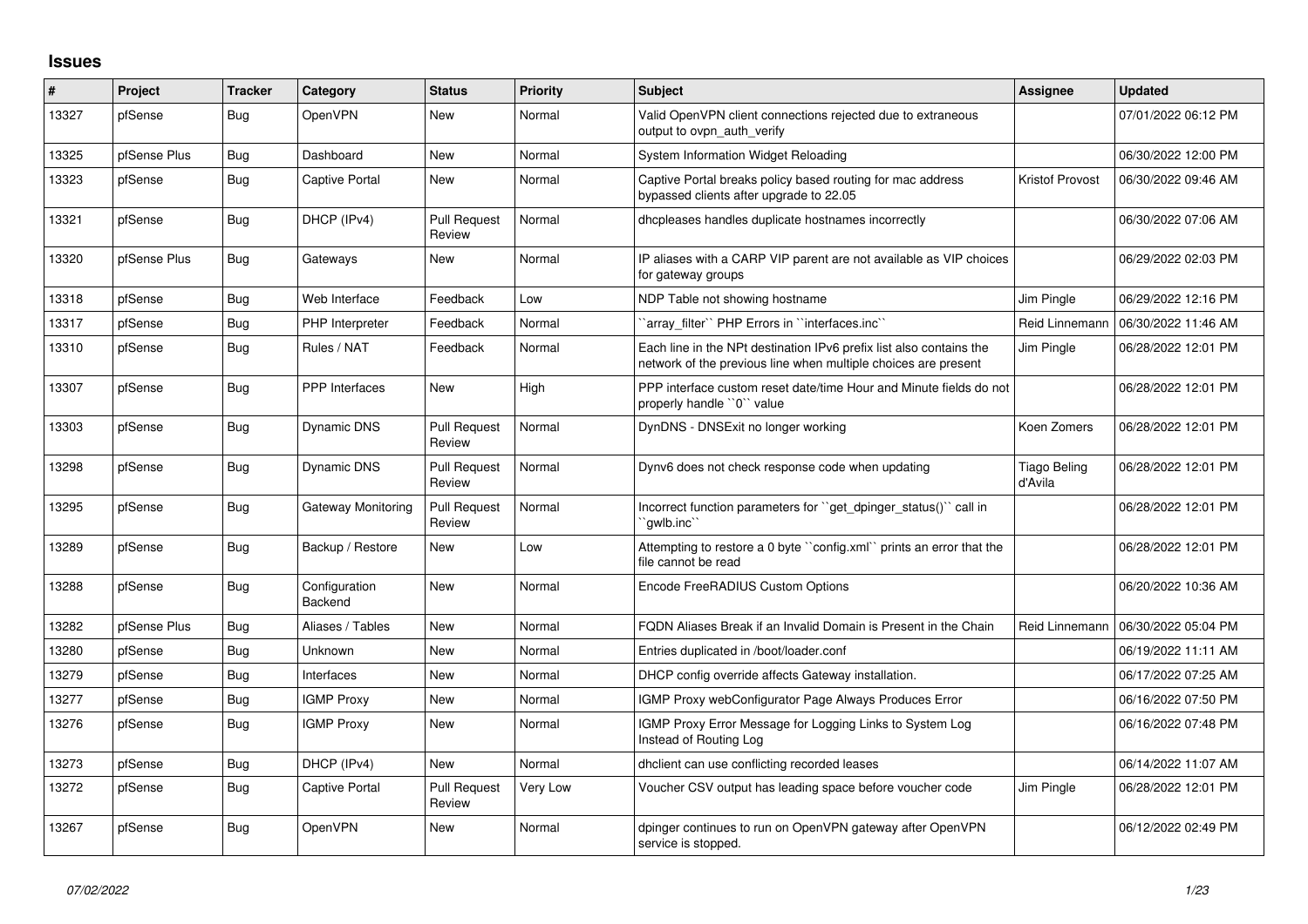## Issues

| # | Project | Tracker | Category | Status | Priority | Subject | Assignee | Updated |
|---|---|---|---|---|---|---|---|---|
| 13327 | pfSense | Bug | OpenVPN | New | Normal | Valid OpenVPN client connections rejected due to extraneous output to ovpn_auth_verify | | 07/01/2022 06:12 PM |
| 13325 | pfSense Plus | Bug | Dashboard | New | Normal | System Information Widget Reloading | | 06/30/2022 12:00 PM |
| 13323 | pfSense | Bug | Captive Portal | New | Normal | Captive Portal breaks policy based routing for mac address bypassed clients after upgrade to 22.05 | Kristof Provost | 06/30/2022 09:46 AM |
| 13321 | pfSense | Bug | DHCP (IPv4) | Pull Request Review | Normal | dhcpleases handles duplicate hostnames incorrectly | | 06/30/2022 07:06 AM |
| 13320 | pfSense Plus | Bug | Gateways | New | Normal | IP aliases with a CARP VIP parent are not available as VIP choices for gateway groups | | 06/29/2022 02:03 PM |
| 13318 | pfSense | Bug | Web Interface | Feedback | Low | NDP Table not showing hostname | Jim Pingle | 06/29/2022 12:16 PM |
| 13317 | pfSense | Bug | PHP Interpreter | Feedback | Normal | ``array_filter`` PHP Errors in ``interfaces.inc`` | Reid Linnemann | 06/30/2022 11:46 AM |
| 13310 | pfSense | Bug | Rules / NAT | Feedback | Normal | Each line in the NPt destination IPv6 prefix list also contains the network of the previous line when multiple choices are present | Jim Pingle | 06/28/2022 12:01 PM |
| 13307 | pfSense | Bug | PPP Interfaces | New | High | PPP interface custom reset date/time Hour and Minute fields do not properly handle ``0`` value | | 06/28/2022 12:01 PM |
| 13303 | pfSense | Bug | Dynamic DNS | Pull Request Review | Normal | DynDNS - DNSExit no longer working | Koen Zomers | 06/28/2022 12:01 PM |
| 13298 | pfSense | Bug | Dynamic DNS | Pull Request Review | Normal | Dynv6 does not check response code when updating | Tiago Beling d'Avila | 06/28/2022 12:01 PM |
| 13295 | pfSense | Bug | Gateway Monitoring | Pull Request Review | Normal | Incorrect function parameters for ``get_dpinger_status()`` call in ``gwlb.inc`` | | 06/28/2022 12:01 PM |
| 13289 | pfSense | Bug | Backup / Restore | New | Low | Attempting to restore a 0 byte ``config.xml`` prints an error that the file cannot be read | | 06/28/2022 12:01 PM |
| 13288 | pfSense | Bug | Configuration Backend | New | Normal | Encode FreeRADIUS Custom Options | | 06/20/2022 10:36 AM |
| 13282 | pfSense Plus | Bug | Aliases / Tables | New | Normal | FQDN Aliases Break if an Invalid Domain is Present in the Chain | Reid Linnemann | 06/30/2022 05:04 PM |
| 13280 | pfSense | Bug | Unknown | New | Normal | Entries duplicated in /boot/loader.conf | | 06/19/2022 11:11 AM |
| 13279 | pfSense | Bug | Interfaces | New | Normal | DHCP config override affects Gateway installation. | | 06/17/2022 07:25 AM |
| 13277 | pfSense | Bug | IGMP Proxy | New | Normal | IGMP Proxy webConfigurator Page Always Produces Error | | 06/16/2022 07:50 PM |
| 13276 | pfSense | Bug | IGMP Proxy | New | Normal | IGMP Proxy Error Message for Logging Links to System Log Instead of Routing Log | | 06/16/2022 07:48 PM |
| 13273 | pfSense | Bug | DHCP (IPv4) | New | Normal | dhclient can use conflicting recorded leases | | 06/14/2022 11:07 AM |
| 13272 | pfSense | Bug | Captive Portal | Pull Request Review | Very Low | Voucher CSV output has leading space before voucher code | Jim Pingle | 06/28/2022 12:01 PM |
| 13267 | pfSense | Bug | OpenVPN | New | Normal | dpinger continues to run on OpenVPN gateway after OpenVPN service is stopped. | | 06/12/2022 02:49 PM |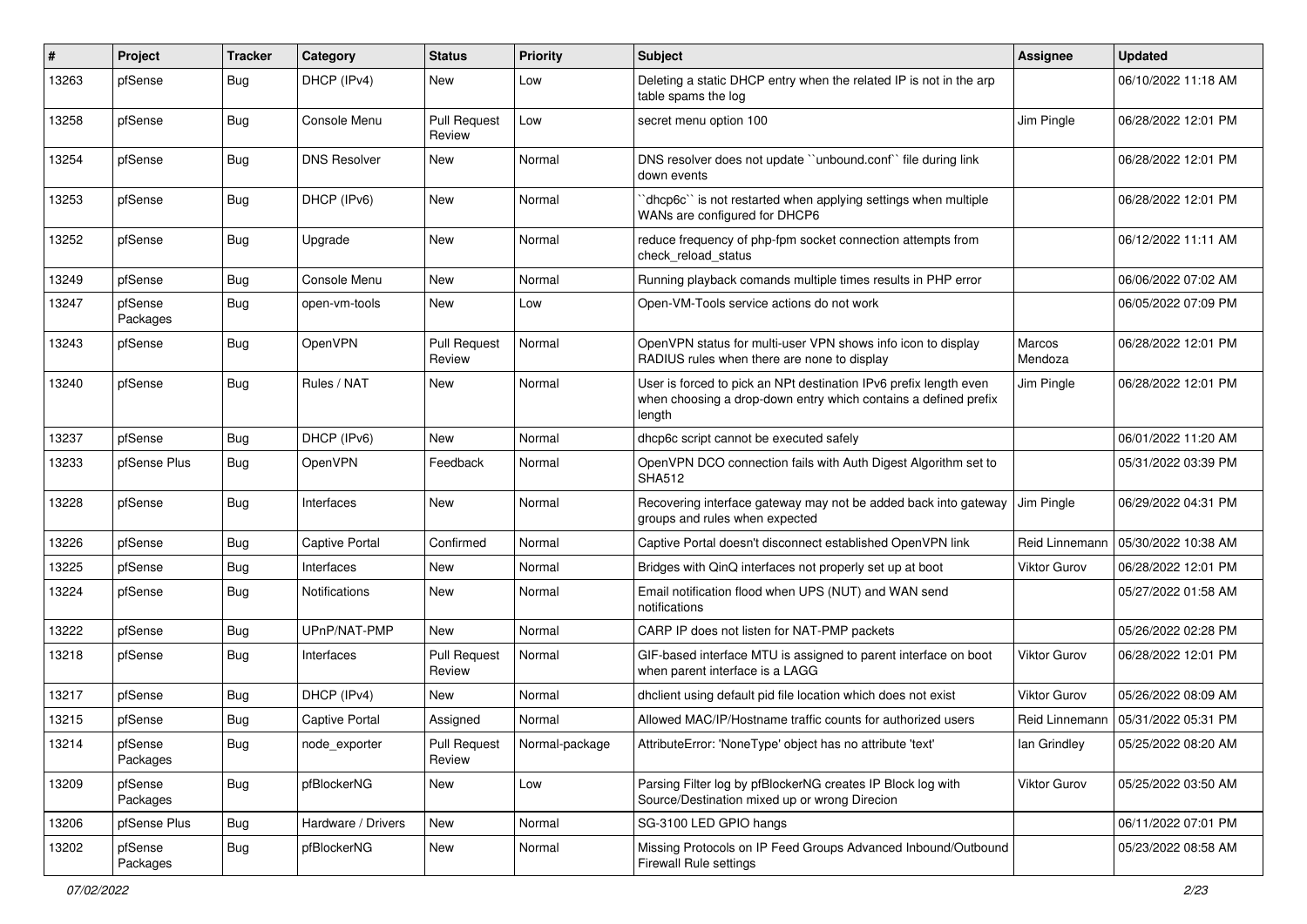| # | Project | Tracker | Category | Status | Priority | Subject | Assignee | Updated |
|---|---|---|---|---|---|---|---|---|
| 13263 | pfSense | Bug | DHCP (IPv4) | New | Low | Deleting a static DHCP entry when the related IP is not in the arp table spams the log | | 06/10/2022 11:18 AM |
| 13258 | pfSense | Bug | Console Menu | Pull Request Review | Low | secret menu option 100 | Jim Pingle | 06/28/2022 12:01 PM |
| 13254 | pfSense | Bug | DNS Resolver | New | Normal | DNS resolver does not update ``unbound.conf`` file during link down events | | 06/28/2022 12:01 PM |
| 13253 | pfSense | Bug | DHCP (IPv6) | New | Normal | ``dhcp6c`` is not restarted when applying settings when multiple WANs are configured for DHCP6 | | 06/28/2022 12:01 PM |
| 13252 | pfSense | Bug | Upgrade | New | Normal | reduce frequency of php-fpm socket connection attempts from check_reload_status | | 06/12/2022 11:11 AM |
| 13249 | pfSense | Bug | Console Menu | New | Normal | Running playback comands multiple times results in PHP error | | 06/06/2022 07:02 AM |
| 13247 | pfSense Packages | Bug | open-vm-tools | New | Low | Open-VM-Tools service actions do not work | | 06/05/2022 07:09 PM |
| 13243 | pfSense | Bug | OpenVPN | Pull Request Review | Normal | OpenVPN status for multi-user VPN shows info icon to display RADIUS rules when there are none to display | Marcos Mendoza | 06/28/2022 12:01 PM |
| 13240 | pfSense | Bug | Rules / NAT | New | Normal | User is forced to pick an NPt destination IPv6 prefix length even when choosing a drop-down entry which contains a defined prefix length | Jim Pingle | 06/28/2022 12:01 PM |
| 13237 | pfSense | Bug | DHCP (IPv6) | New | Normal | dhcp6c script cannot be executed safely | | 06/01/2022 11:20 AM |
| 13233 | pfSense Plus | Bug | OpenVPN | Feedback | Normal | OpenVPN DCO connection fails with Auth Digest Algorithm set to SHA512 | | 05/31/2022 03:39 PM |
| 13228 | pfSense | Bug | Interfaces | New | Normal | Recovering interface gateway may not be added back into gateway groups and rules when expected | Jim Pingle | 06/29/2022 04:31 PM |
| 13226 | pfSense | Bug | Captive Portal | Confirmed | Normal | Captive Portal doesn't disconnect established OpenVPN link | Reid Linnemann | 05/30/2022 10:38 AM |
| 13225 | pfSense | Bug | Interfaces | New | Normal | Bridges with QinQ interfaces not properly set up at boot | Viktor Gurov | 06/28/2022 12:01 PM |
| 13224 | pfSense | Bug | Notifications | New | Normal | Email notification flood when UPS (NUT) and WAN send notifications | | 05/27/2022 01:58 AM |
| 13222 | pfSense | Bug | UPnP/NAT-PMP | New | Normal | CARP IP does not listen for NAT-PMP packets | | 05/26/2022 02:28 PM |
| 13218 | pfSense | Bug | Interfaces | Pull Request Review | Normal | GIF-based interface MTU is assigned to parent interface on boot when parent interface is a LAGG | Viktor Gurov | 06/28/2022 12:01 PM |
| 13217 | pfSense | Bug | DHCP (IPv4) | New | Normal | dhclient using default pid file location which does not exist | Viktor Gurov | 05/26/2022 08:09 AM |
| 13215 | pfSense | Bug | Captive Portal | Assigned | Normal | Allowed MAC/IP/Hostname traffic counts for authorized users | Reid Linnemann | 05/31/2022 05:31 PM |
| 13214 | pfSense Packages | Bug | node_exporter | Pull Request Review | Normal-package | AttributeError: 'NoneType' object has no attribute 'text' | Ian Grindley | 05/25/2022 08:20 AM |
| 13209 | pfSense Packages | Bug | pfBlockerNG | New | Low | Parsing Filter log by pfBlockerNG creates IP Block log with Source/Destination mixed up or wrong Direcion | Viktor Gurov | 05/25/2022 03:50 AM |
| 13206 | pfSense Plus | Bug | Hardware / Drivers | New | Normal | SG-3100 LED GPIO hangs | | 06/11/2022 07:01 PM |
| 13202 | pfSense Packages | Bug | pfBlockerNG | New | Normal | Missing Protocols on IP Feed Groups Advanced Inbound/Outbound Firewall Rule settings | | 05/23/2022 08:58 AM |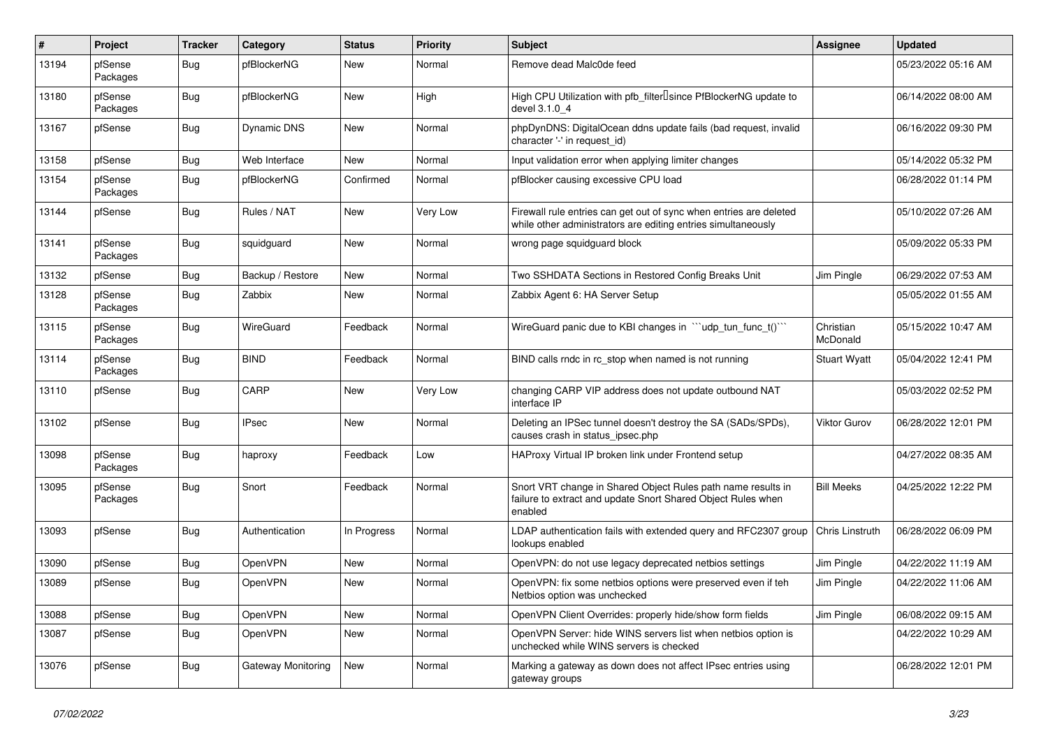| # | Project | Tracker | Category | Status | Priority | Subject | Assignee | Updated |
|---|---|---|---|---|---|---|---|---|
| 13194 | pfSense Packages | Bug | pfBlockerNG | New | Normal | Remove dead Malc0de feed | | 05/23/2022 05:16 AM |
| 13180 | pfSense Packages | Bug | pfBlockerNG | New | High | High CPU Utilization with pfb_filter since PfBlockerNG update to devel 3.1.0_4 | | 06/14/2022 08:00 AM |
| 13167 | pfSense | Bug | Dynamic DNS | New | Normal | phpDynDNS: DigitalOcean ddns update fails (bad request, invalid character '-' in request_id) | | 06/16/2022 09:30 PM |
| 13158 | pfSense | Bug | Web Interface | New | Normal | Input validation error when applying limiter changes | | 05/14/2022 05:32 PM |
| 13154 | pfSense Packages | Bug | pfBlockerNG | Confirmed | Normal | pfBlocker causing excessive CPU load | | 06/28/2022 01:14 PM |
| 13144 | pfSense | Bug | Rules / NAT | New | Very Low | Firewall rule entries can get out of sync when entries are deleted while other administrators are editing entries simultaneously | | 05/10/2022 07:26 AM |
| 13141 | pfSense Packages | Bug | squidguard | New | Normal | wrong page squidguard block | | 05/09/2022 05:33 PM |
| 13132 | pfSense | Bug | Backup / Restore | New | Normal | Two SSHDATA Sections in Restored Config Breaks Unit | Jim Pingle | 06/29/2022 07:53 AM |
| 13128 | pfSense Packages | Bug | Zabbix | New | Normal | Zabbix Agent 6: HA Server Setup | | 05/05/2022 01:55 AM |
| 13115 | pfSense Packages | Bug | WireGuard | Feedback | Normal | WireGuard panic due to KBI changes in ```udp_tun_func_t()``` | Christian McDonald | 05/15/2022 10:47 AM |
| 13114 | pfSense Packages | Bug | BIND | Feedback | Normal | BIND calls rndc in rc_stop when named is not running | Stuart Wyatt | 05/04/2022 12:41 PM |
| 13110 | pfSense | Bug | CARP | New | Very Low | changing CARP VIP address does not update outbound NAT interface IP | | 05/03/2022 02:52 PM |
| 13102 | pfSense | Bug | IPsec | New | Normal | Deleting an IPSec tunnel doesn't destroy the SA (SADs/SPDs), causes crash in status_ipsec.php | Viktor Gurov | 06/28/2022 12:01 PM |
| 13098 | pfSense Packages | Bug | haproxy | Feedback | Low | HAProxy Virtual IP broken link under Frontend setup | | 04/27/2022 08:35 AM |
| 13095 | pfSense Packages | Bug | Snort | Feedback | Normal | Snort VRT change in Shared Object Rules path name results in failure to extract and update Snort Shared Object Rules when enabled | Bill Meeks | 04/25/2022 12:22 PM |
| 13093 | pfSense | Bug | Authentication | In Progress | Normal | LDAP authentication fails with extended query and RFC2307 group lookups enabled | Chris Linstruth | 06/28/2022 06:09 PM |
| 13090 | pfSense | Bug | OpenVPN | New | Normal | OpenVPN: do not use legacy deprecated netbios settings | Jim Pingle | 04/22/2022 11:19 AM |
| 13089 | pfSense | Bug | OpenVPN | New | Normal | OpenVPN: fix some netbios options were preserved even if teh Netbios option was unchecked | Jim Pingle | 04/22/2022 11:06 AM |
| 13088 | pfSense | Bug | OpenVPN | New | Normal | OpenVPN Client Overrides: properly hide/show form fields | Jim Pingle | 06/08/2022 09:15 AM |
| 13087 | pfSense | Bug | OpenVPN | New | Normal | OpenVPN Server: hide WINS servers list when netbios option is unchecked while WINS servers is checked | | 04/22/2022 10:29 AM |
| 13076 | pfSense | Bug | Gateway Monitoring | New | Normal | Marking a gateway as down does not affect IPsec entries using gateway groups | | 06/28/2022 12:01 PM |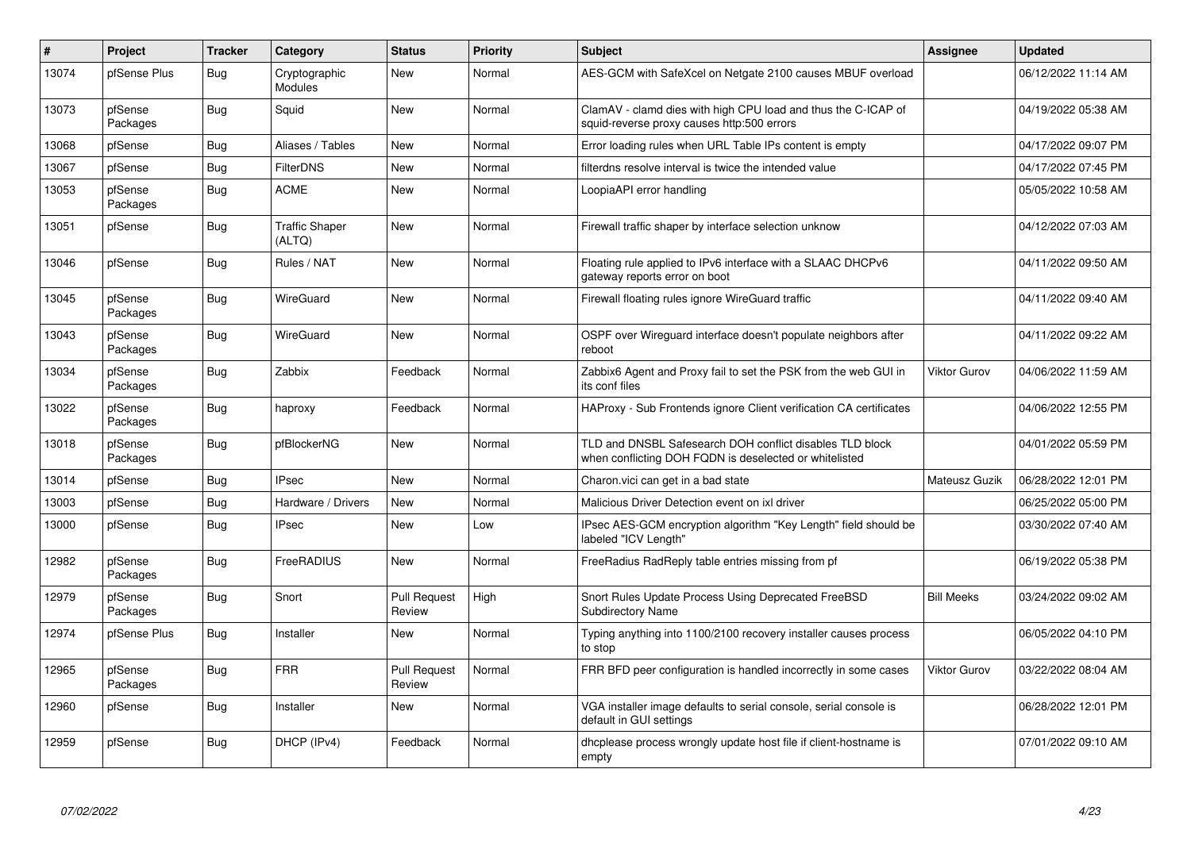| # | Project | Tracker | Category | Status | Priority | Subject | Assignee | Updated |
|---|---|---|---|---|---|---|---|---|
| 13074 | pfSense Plus | Bug | Cryptographic Modules | New | Normal | AES-GCM with SafeXcel on Netgate 2100 causes MBUF overload | | 06/12/2022 11:14 AM |
| 13073 | pfSense Packages | Bug | Squid | New | Normal | ClamAV - clamd dies with high CPU load and thus the C-ICAP of squid-reverse proxy causes http:500 errors | | 04/19/2022 05:38 AM |
| 13068 | pfSense | Bug | Aliases / Tables | New | Normal | Error loading rules when URL Table IPs content is empty | | 04/17/2022 09:07 PM |
| 13067 | pfSense | Bug | FilterDNS | New | Normal | filterdns resolve interval is twice the intended value | | 04/17/2022 07:45 PM |
| 13053 | pfSense Packages | Bug | ACME | New | Normal | LoopiaAPI error handling | | 05/05/2022 10:58 AM |
| 13051 | pfSense | Bug | Traffic Shaper (ALTQ) | New | Normal | Firewall traffic shaper by interface selection unknow | | 04/12/2022 07:03 AM |
| 13046 | pfSense | Bug | Rules / NAT | New | Normal | Floating rule applied to IPv6 interface with a SLAAC DHCPv6 gateway reports error on boot | | 04/11/2022 09:50 AM |
| 13045 | pfSense Packages | Bug | WireGuard | New | Normal | Firewall floating rules ignore WireGuard traffic | | 04/11/2022 09:40 AM |
| 13043 | pfSense Packages | Bug | WireGuard | New | Normal | OSPF over Wireguard interface doesn't populate neighbors after reboot | | 04/11/2022 09:22 AM |
| 13034 | pfSense Packages | Bug | Zabbix | Feedback | Normal | Zabbix6 Agent and Proxy fail to set the PSK from the web GUI in its conf files | Viktor Gurov | 04/06/2022 11:59 AM |
| 13022 | pfSense Packages | Bug | haproxy | Feedback | Normal | HAProxy - Sub Frontends ignore Client verification CA certificates | | 04/06/2022 12:55 PM |
| 13018 | pfSense Packages | Bug | pfBlockerNG | New | Normal | TLD and DNSBL Safesearch DOH conflict disables TLD block when conflicting DOH FQDN is deselected or whitelisted | | 04/01/2022 05:59 PM |
| 13014 | pfSense | Bug | IPsec | New | Normal | Charon.vici can get in a bad state | Mateusz Guzik | 06/28/2022 12:01 PM |
| 13003 | pfSense | Bug | Hardware / Drivers | New | Normal | Malicious Driver Detection event on ixl driver | | 06/25/2022 05:00 PM |
| 13000 | pfSense | Bug | IPsec | New | Low | IPsec AES-GCM encryption algorithm "Key Length" field should be labeled "ICV Length" | | 03/30/2022 07:40 AM |
| 12982 | pfSense Packages | Bug | FreeRADIUS | New | Normal | FreeRadius RadReply table entries missing from pf | | 06/19/2022 05:38 PM |
| 12979 | pfSense Packages | Bug | Snort | Pull Request Review | High | Snort Rules Update Process Using Deprecated FreeBSD Subdirectory Name | Bill Meeks | 03/24/2022 09:02 AM |
| 12974 | pfSense Plus | Bug | Installer | New | Normal | Typing anything into 1100/2100 recovery installer causes process to stop | | 06/05/2022 04:10 PM |
| 12965 | pfSense Packages | Bug | FRR | Pull Request Review | Normal | FRR BFD peer configuration is handled incorrectly in some cases | Viktor Gurov | 03/22/2022 08:04 AM |
| 12960 | pfSense | Bug | Installer | New | Normal | VGA installer image defaults to serial console, serial console is default in GUI settings | | 06/28/2022 12:01 PM |
| 12959 | pfSense | Bug | DHCP (IPv4) | Feedback | Normal | dhcplease process wrongly update host file if client-hostname is empty | | 07/01/2022 09:10 AM |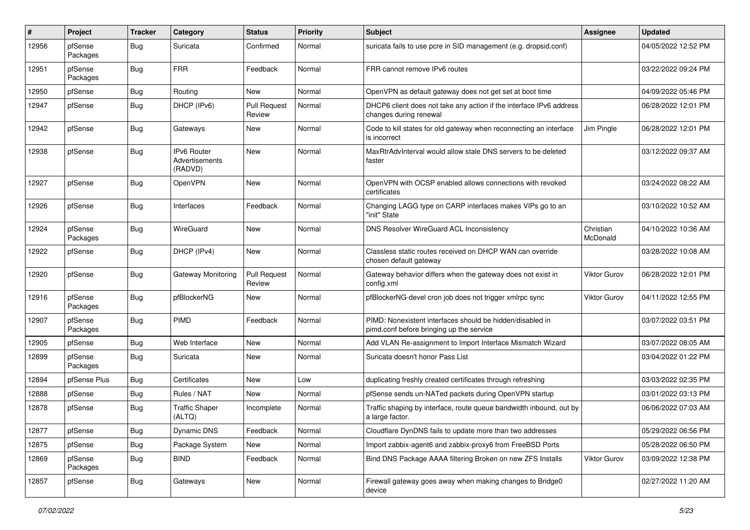| # | Project | Tracker | Category | Status | Priority | Subject | Assignee | Updated |
|---|---|---|---|---|---|---|---|---|
| 12956 | pfSense Packages | Bug | Suricata | Confirmed | Normal | suricata fails to use pcre in SID management (e.g. dropsid.conf) | | 04/05/2022 12:52 PM |
| 12951 | pfSense Packages | Bug | FRR | Feedback | Normal | FRR cannot remove IPv6 routes | | 03/22/2022 09:24 PM |
| 12950 | pfSense | Bug | Routing | New | Normal | OpenVPN as default gateway does not get set at boot time | | 04/09/2022 05:46 PM |
| 12947 | pfSense | Bug | DHCP (IPv6) | Pull Request Review | Normal | DHCP6 client does not take any action if the interface IPv6 address changes during renewal | | 06/28/2022 12:01 PM |
| 12942 | pfSense | Bug | Gateways | New | Normal | Code to kill states for old gateway when reconnecting an interface is incorrect | Jim Pingle | 06/28/2022 12:01 PM |
| 12938 | pfSense | Bug | IPv6 Router Advertisements (RADVD) | New | Normal | MaxRtrAdvInterval would allow stale DNS servers to be deleted faster | | 03/12/2022 09:37 AM |
| 12927 | pfSense | Bug | OpenVPN | New | Normal | OpenVPN with OCSP enabled allows connections with revoked certificates | | 03/24/2022 08:22 AM |
| 12926 | pfSense | Bug | Interfaces | Feedback | Normal | Changing LAGG type on CARP interfaces makes VIPs go to an "init" State | | 03/10/2022 10:52 AM |
| 12924 | pfSense Packages | Bug | WireGuard | New | Normal | DNS Resolver WireGuard ACL Inconsistency | Christian McDonald | 04/10/2022 10:36 AM |
| 12922 | pfSense | Bug | DHCP (IPv4) | New | Normal | Classless static routes received on DHCP WAN can override chosen default gateway | | 03/28/2022 10:08 AM |
| 12920 | pfSense | Bug | Gateway Monitoring | Pull Request Review | Normal | Gateway behavior differs when the gateway does not exist in config.xml | Viktor Gurov | 06/28/2022 12:01 PM |
| 12916 | pfSense Packages | Bug | pfBlockerNG | New | Normal | pfBlockerNG-devel cron job does not trigger xmlrpc sync | Viktor Gurov | 04/11/2022 12:55 PM |
| 12907 | pfSense Packages | Bug | PIMD | Feedback | Normal | PIMD: Nonexistent interfaces should be hidden/disabled in pimd.conf before bringing up the service | | 03/07/2022 03:51 PM |
| 12905 | pfSense | Bug | Web Interface | New | Normal | Add VLAN Re-assignment to Import Interface Mismatch Wizard | | 03/07/2022 08:05 AM |
| 12899 | pfSense Packages | Bug | Suricata | New | Normal | Suricata doesn't honor Pass List | | 03/04/2022 01:22 PM |
| 12894 | pfSense Plus | Bug | Certificates | New | Low | duplicating freshly created certificates through refreshing | | 03/03/2022 02:35 PM |
| 12888 | pfSense | Bug | Rules / NAT | New | Normal | pfSense sends un-NATed packets during OpenVPN startup | | 03/01/2022 03:13 PM |
| 12878 | pfSense | Bug | Traffic Shaper (ALTQ) | Incomplete | Normal | Traffic shaping by interface, route queue bandwidth inbound, out by a large factor. | | 06/06/2022 07:03 AM |
| 12877 | pfSense | Bug | Dynamic DNS | Feedback | Normal | Cloudflare DynDNS fails to update more than two addresses | | 05/29/2022 06:56 PM |
| 12875 | pfSense | Bug | Package System | New | Normal | Import zabbix-agent6 and zabbix-proxy6 from FreeBSD Ports | | 05/28/2022 06:50 PM |
| 12869 | pfSense Packages | Bug | BIND | Feedback | Normal | Bind DNS Package AAAA filtering Broken on new ZFS Installs | Viktor Gurov | 03/09/2022 12:38 PM |
| 12857 | pfSense | Bug | Gateways | New | Normal | Firewall gateway goes away when making changes to Bridge0 device | | 02/27/2022 11:20 AM |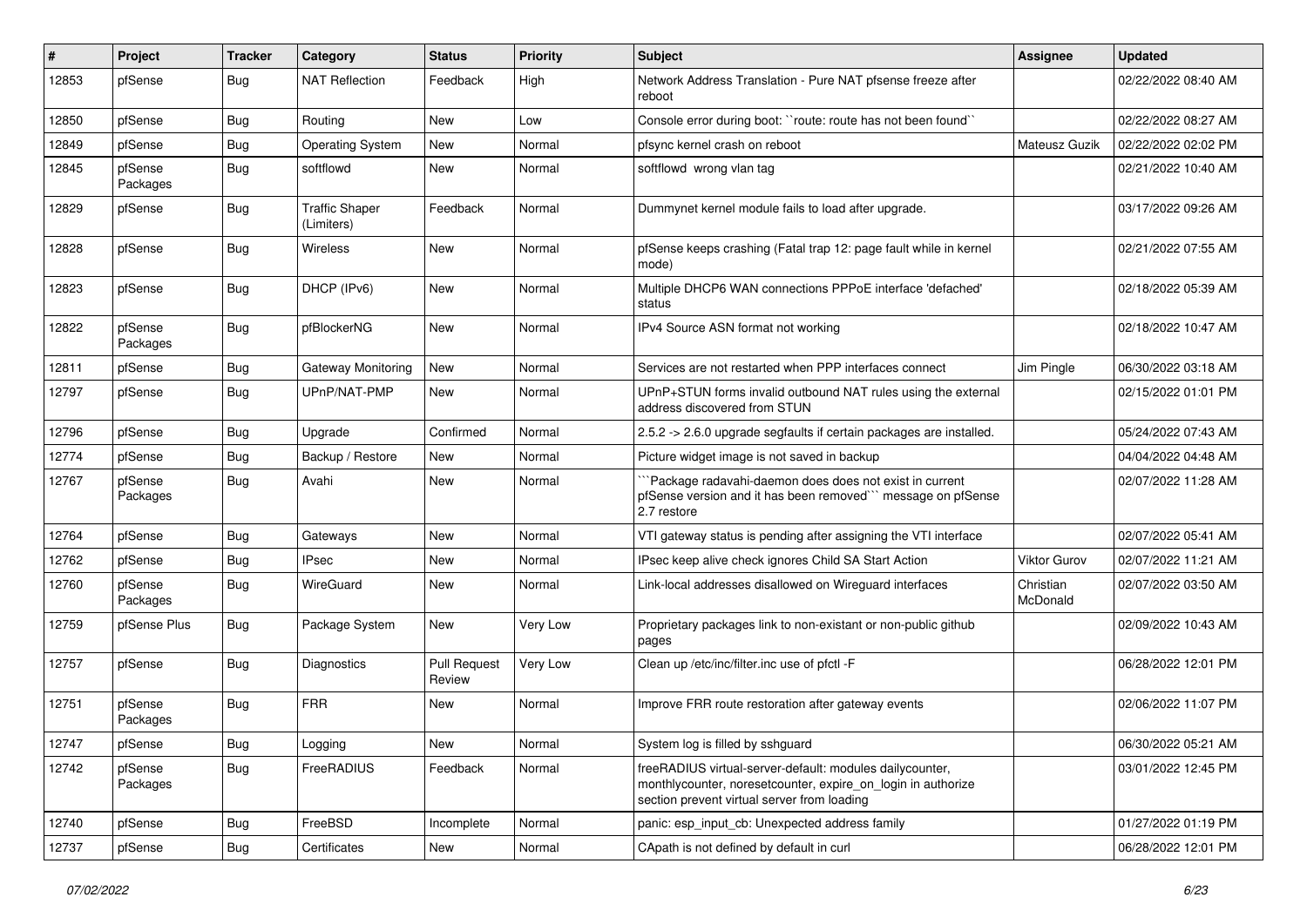| # | Project | Tracker | Category | Status | Priority | Subject | Assignee | Updated |
|---|---|---|---|---|---|---|---|---|
| 12853 | pfSense | Bug | NAT Reflection | Feedback | High | Network Address Translation - Pure NAT pfsense freeze after reboot | | 02/22/2022 08:40 AM |
| 12850 | pfSense | Bug | Routing | New | Low | Console error during boot: ``route: route has not been found`` | | 02/22/2022 08:27 AM |
| 12849 | pfSense | Bug | Operating System | New | Normal | pfsync kernel crash on reboot | Mateusz Guzik | 02/22/2022 02:02 PM |
| 12845 | pfSense Packages | Bug | softflowd | New | Normal | softflowd wrong vlan tag | | 02/21/2022 10:40 AM |
| 12829 | pfSense | Bug | Traffic Shaper (Limiters) | Feedback | Normal | Dummynet kernel module fails to load after upgrade. | | 03/17/2022 09:26 AM |
| 12828 | pfSense | Bug | Wireless | New | Normal | pfSense keeps crashing (Fatal trap 12: page fault while in kernel mode) | | 02/21/2022 07:55 AM |
| 12823 | pfSense | Bug | DHCP (IPv6) | New | Normal | Multiple DHCP6 WAN connections PPPoE interface 'defached' status | | 02/18/2022 05:39 AM |
| 12822 | pfSense Packages | Bug | pfBlockerNG | New | Normal | IPv4 Source ASN format not working | | 02/18/2022 10:47 AM |
| 12811 | pfSense | Bug | Gateway Monitoring | New | Normal | Services are not restarted when PPP interfaces connect | Jim Pingle | 06/30/2022 03:18 AM |
| 12797 | pfSense | Bug | UPnP/NAT-PMP | New | Normal | UPnP+STUN forms invalid outbound NAT rules using the external address discovered from STUN | | 02/15/2022 01:01 PM |
| 12796 | pfSense | Bug | Upgrade | Confirmed | Normal | 2.5.2 -> 2.6.0 upgrade segfaults if certain packages are installed. | | 05/24/2022 07:43 AM |
| 12774 | pfSense | Bug | Backup / Restore | New | Normal | Picture widget image is not saved in backup | | 04/04/2022 04:48 AM |
| 12767 | pfSense Packages | Bug | Avahi | New | Normal | ```Package radavahi-daemon does does not exist in current pfSense version and it has been removed``` message on pfSense 2.7 restore | | 02/07/2022 11:28 AM |
| 12764 | pfSense | Bug | Gateways | New | Normal | VTI gateway status is pending after assigning the VTI interface | | 02/07/2022 05:41 AM |
| 12762 | pfSense | Bug | IPsec | New | Normal | IPsec keep alive check ignores Child SA Start Action | Viktor Gurov | 02/07/2022 11:21 AM |
| 12760 | pfSense Packages | Bug | WireGuard | New | Normal | Link-local addresses disallowed on Wireguard interfaces | Christian McDonald | 02/07/2022 03:50 AM |
| 12759 | pfSense Plus | Bug | Package System | New | Very Low | Proprietary packages link to non-existant or non-public github pages | | 02/09/2022 10:43 AM |
| 12757 | pfSense | Bug | Diagnostics | Pull Request Review | Very Low | Clean up /etc/inc/filter.inc use of pfctl -F | | 06/28/2022 12:01 PM |
| 12751 | pfSense Packages | Bug | FRR | New | Normal | Improve FRR route restoration after gateway events | | 02/06/2022 11:07 PM |
| 12747 | pfSense | Bug | Logging | New | Normal | System log is filled by sshguard | | 06/30/2022 05:21 AM |
| 12742 | pfSense Packages | Bug | FreeRADIUS | Feedback | Normal | freeRADIUS virtual-server-default: modules dailycounter, monthlycounter, noresetcounter, expire_on_login in authorize section prevent virtual server from loading | | 03/01/2022 12:45 PM |
| 12740 | pfSense | Bug | FreeBSD | Incomplete | Normal | panic: esp_input_cb: Unexpected address family | | 01/27/2022 01:19 PM |
| 12737 | pfSense | Bug | Certificates | New | Normal | CApath is not defined by default in curl | | 06/28/2022 12:01 PM |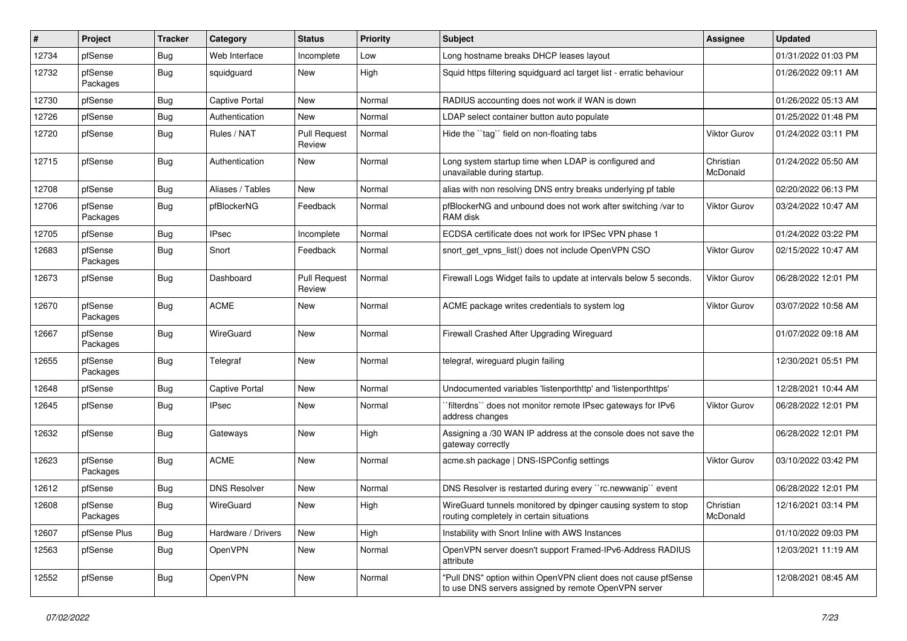| # | Project | Tracker | Category | Status | Priority | Subject | Assignee | Updated |
|---|---|---|---|---|---|---|---|---|
| 12734 | pfSense | Bug | Web Interface | Incomplete | Low | Long hostname breaks DHCP leases layout | | 01/31/2022 01:03 PM |
| 12732 | pfSense Packages | Bug | squidguard | New | High | Squid https filtering squidguard acl target list - erratic behaviour | | 01/26/2022 09:11 AM |
| 12730 | pfSense | Bug | Captive Portal | New | Normal | RADIUS accounting does not work if WAN is down | | 01/26/2022 05:13 AM |
| 12726 | pfSense | Bug | Authentication | New | Normal | LDAP select container button auto populate | | 01/25/2022 01:48 PM |
| 12720 | pfSense | Bug | Rules / NAT | Pull Request Review | Normal | Hide the ``tag`` field on non-floating tabs | Viktor Gurov | 01/24/2022 03:11 PM |
| 12715 | pfSense | Bug | Authentication | New | Normal | Long system startup time when LDAP is configured and unavailable during startup. | Christian McDonald | 01/24/2022 05:50 AM |
| 12708 | pfSense | Bug | Aliases / Tables | New | Normal | alias with non resolving DNS entry breaks underlying pf table | | 02/20/2022 06:13 PM |
| 12706 | pfSense Packages | Bug | pfBlockerNG | Feedback | Normal | pfBlockerNG and unbound does not work after switching /var to RAM disk | Viktor Gurov | 03/24/2022 10:47 AM |
| 12705 | pfSense | Bug | IPsec | Incomplete | Normal | ECDSA certificate does not work for IPSec VPN phase 1 | | 01/24/2022 03:22 PM |
| 12683 | pfSense Packages | Bug | Snort | Feedback | Normal | snort_get_vpns_list() does not include OpenVPN CSO | Viktor Gurov | 02/15/2022 10:47 AM |
| 12673 | pfSense | Bug | Dashboard | Pull Request Review | Normal | Firewall Logs Widget fails to update at intervals below 5 seconds. | Viktor Gurov | 06/28/2022 12:01 PM |
| 12670 | pfSense Packages | Bug | ACME | New | Normal | ACME package writes credentials to system log | Viktor Gurov | 03/07/2022 10:58 AM |
| 12667 | pfSense Packages | Bug | WireGuard | New | Normal | Firewall Crashed After Upgrading Wireguard | | 01/07/2022 09:18 AM |
| 12655 | pfSense Packages | Bug | Telegraf | New | Normal | telegraf, wireguard plugin failing | | 12/30/2021 05:51 PM |
| 12648 | pfSense | Bug | Captive Portal | New | Normal | Undocumented variables 'listenporthttp' and 'listenporthttps' | | 12/28/2021 10:44 AM |
| 12645 | pfSense | Bug | IPsec | New | Normal | ``filterdns`` does not monitor remote IPsec gateways for IPv6 address changes | Viktor Gurov | 06/28/2022 12:01 PM |
| 12632 | pfSense | Bug | Gateways | New | High | Assigning a /30 WAN IP address at the console does not save the gateway correctly | | 06/28/2022 12:01 PM |
| 12623 | pfSense Packages | Bug | ACME | New | Normal | acme.sh package \| DNS-ISPConfig settings | Viktor Gurov | 03/10/2022 03:42 PM |
| 12612 | pfSense | Bug | DNS Resolver | New | Normal | DNS Resolver is restarted during every ``rc.newwanip`` event | | 06/28/2022 12:01 PM |
| 12608 | pfSense Packages | Bug | WireGuard | New | High | WireGuard tunnels monitored by dpinger causing system to stop routing completely in certain situations | Christian McDonald | 12/16/2021 03:14 PM |
| 12607 | pfSense Plus | Bug | Hardware / Drivers | New | High | Instability with Snort Inline with AWS Instances | | 01/10/2022 09:03 PM |
| 12563 | pfSense | Bug | OpenVPN | New | Normal | OpenVPN server doesn't support Framed-IPv6-Address RADIUS attribute | | 12/03/2021 11:19 AM |
| 12552 | pfSense | Bug | OpenVPN | New | Normal | "Pull DNS" option within OpenVPN client does not cause pfSense to use DNS servers assigned by remote OpenVPN server | | 12/08/2021 08:45 AM |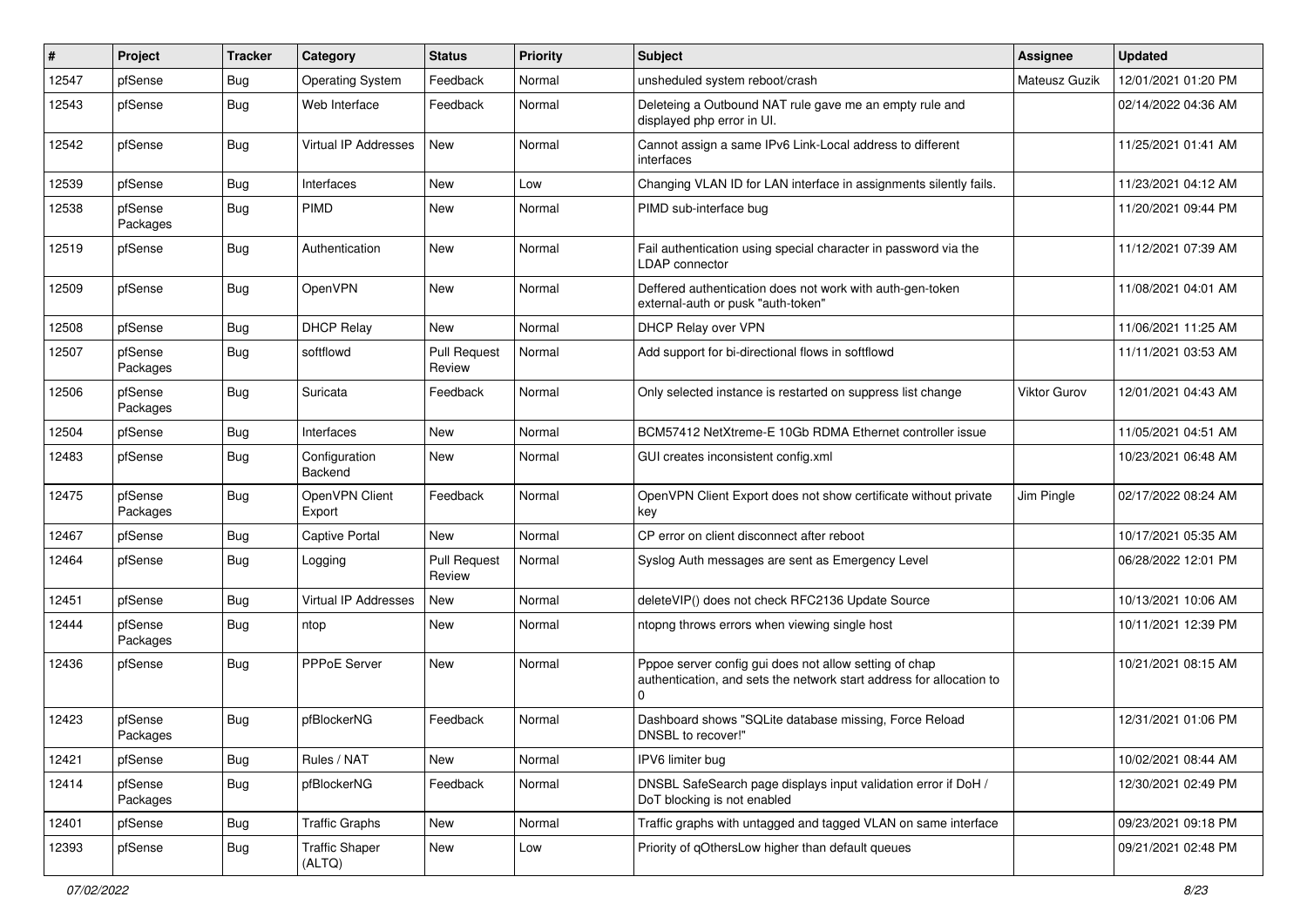| # | Project | Tracker | Category | Status | Priority | Subject | Assignee | Updated |
|---|---|---|---|---|---|---|---|---|
| 12547 | pfSense | Bug | Operating System | Feedback | Normal | unsheduled system reboot/crash | Mateusz Guzik | 12/01/2021 01:20 PM |
| 12543 | pfSense | Bug | Web Interface | Feedback | Normal | Deleteing a Outbound NAT rule gave me an empty rule and displayed php error in UI. | | 02/14/2022 04:36 AM |
| 12542 | pfSense | Bug | Virtual IP Addresses | New | Normal | Cannot assign a same IPv6 Link-Local address to different interfaces | | 11/25/2021 01:41 AM |
| 12539 | pfSense | Bug | Interfaces | New | Low | Changing VLAN ID for LAN interface in assignments silently fails. | | 11/23/2021 04:12 AM |
| 12538 | pfSense Packages | Bug | PIMD | New | Normal | PIMD sub-interface bug | | 11/20/2021 09:44 PM |
| 12519 | pfSense | Bug | Authentication | New | Normal | Fail authentication using special character in password via the LDAP connector | | 11/12/2021 07:39 AM |
| 12509 | pfSense | Bug | OpenVPN | New | Normal | Deffered authentication does not work with auth-gen-token external-auth or pusk "auth-token" | | 11/08/2021 04:01 AM |
| 12508 | pfSense | Bug | DHCP Relay | New | Normal | DHCP Relay over VPN | | 11/06/2021 11:25 AM |
| 12507 | pfSense Packages | Bug | softflowd | Pull Request Review | Normal | Add support for bi-directional flows in softflowd | | 11/11/2021 03:53 AM |
| 12506 | pfSense Packages | Bug | Suricata | Feedback | Normal | Only selected instance is restarted on suppress list change | Viktor Gurov | 12/01/2021 04:43 AM |
| 12504 | pfSense | Bug | Interfaces | New | Normal | BCM57412 NetXtreme-E 10Gb RDMA Ethernet controller issue | | 11/05/2021 04:51 AM |
| 12483 | pfSense | Bug | Configuration Backend | New | Normal | GUI creates inconsistent config.xml | | 10/23/2021 06:48 AM |
| 12475 | pfSense Packages | Bug | OpenVPN Client Export | Feedback | Normal | OpenVPN Client Export does not show certificate without private key | Jim Pingle | 02/17/2022 08:24 AM |
| 12467 | pfSense | Bug | Captive Portal | New | Normal | CP error on client disconnect after reboot | | 10/17/2021 05:35 AM |
| 12464 | pfSense | Bug | Logging | Pull Request Review | Normal | Syslog Auth messages are sent as Emergency Level | | 06/28/2022 12:01 PM |
| 12451 | pfSense | Bug | Virtual IP Addresses | New | Normal | deleteVIP() does not check RFC2136 Update Source | | 10/13/2021 10:06 AM |
| 12444 | pfSense Packages | Bug | ntop | New | Normal | ntopng throws errors when viewing single host | | 10/11/2021 12:39 PM |
| 12436 | pfSense | Bug | PPPoE Server | New | Normal | Pppoe server config gui does not allow setting of chap authentication, and sets the network start address for allocation to 0 | | 10/21/2021 08:15 AM |
| 12423 | pfSense Packages | Bug | pfBlockerNG | Feedback | Normal | Dashboard shows "SQLite database missing, Force Reload DNSBL to recover!" | | 12/31/2021 01:06 PM |
| 12421 | pfSense | Bug | Rules / NAT | New | Normal | IPV6 limiter bug | | 10/02/2021 08:44 AM |
| 12414 | pfSense Packages | Bug | pfBlockerNG | Feedback | Normal | DNSBL SafeSearch page displays input validation error if DoH / DoT blocking is not enabled | | 12/30/2021 02:49 PM |
| 12401 | pfSense | Bug | Traffic Graphs | New | Normal | Traffic graphs with untagged and tagged VLAN on same interface | | 09/23/2021 09:18 PM |
| 12393 | pfSense | Bug | Traffic Shaper (ALTQ) | New | Low | Priority of qOthersLow higher than default queues | | 09/21/2021 02:48 PM |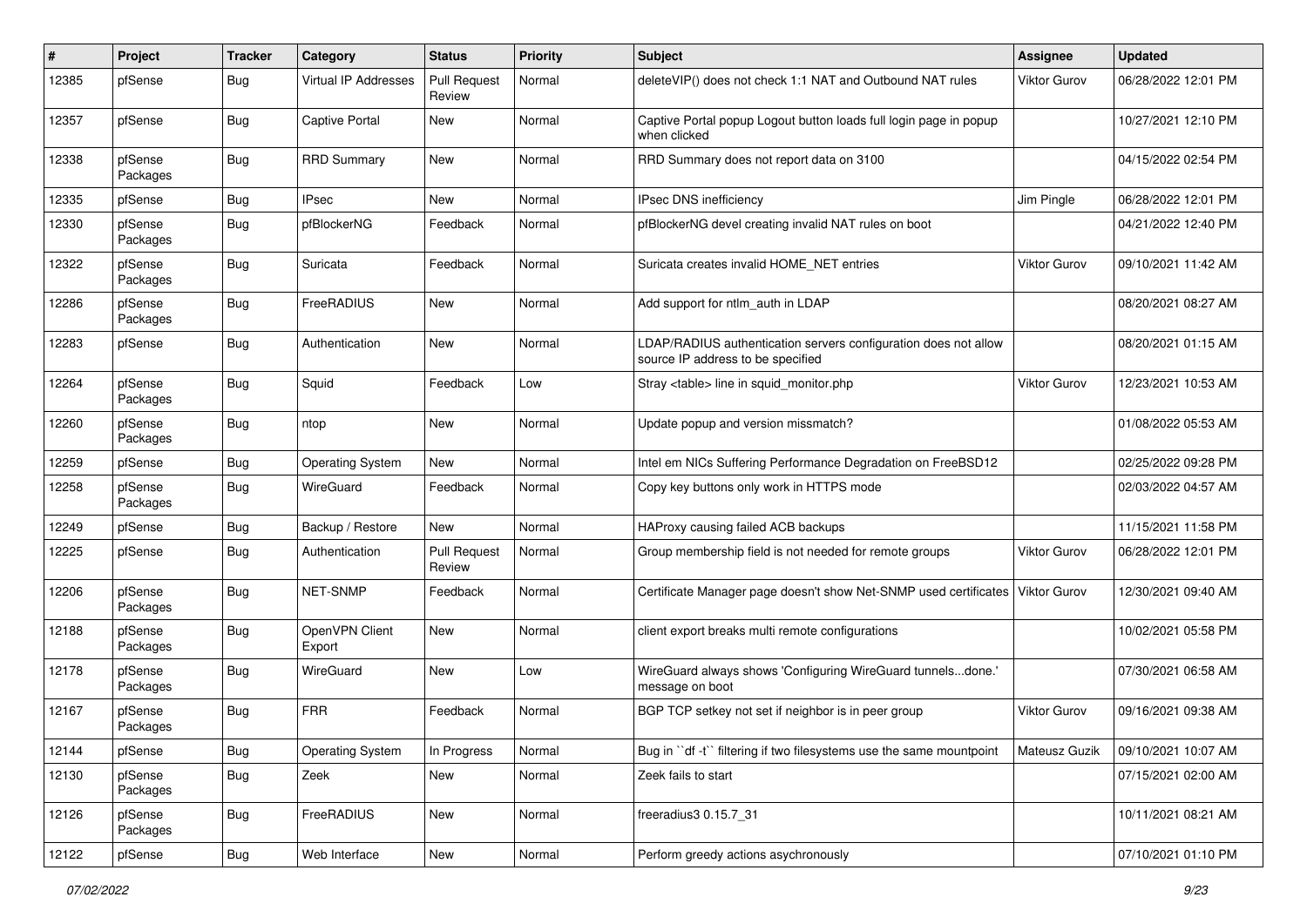| # | Project | Tracker | Category | Status | Priority | Subject | Assignee | Updated |
|---|---|---|---|---|---|---|---|---|
| 12385 | pfSense | Bug | Virtual IP Addresses | Pull Request Review | Normal | deleteVIP() does not check 1:1 NAT and Outbound NAT rules | Viktor Gurov | 06/28/2022 12:01 PM |
| 12357 | pfSense | Bug | Captive Portal | New | Normal | Captive Portal popup Logout button loads full login page in popup when clicked | | 10/27/2021 12:10 PM |
| 12338 | pfSense Packages | Bug | RRD Summary | New | Normal | RRD Summary does not report data on 3100 | | 04/15/2022 02:54 PM |
| 12335 | pfSense | Bug | IPsec | New | Normal | IPsec DNS inefficiency | Jim Pingle | 06/28/2022 12:01 PM |
| 12330 | pfSense Packages | Bug | pfBlockerNG | Feedback | Normal | pfBlockerNG devel creating invalid NAT rules on boot | | 04/21/2022 12:40 PM |
| 12322 | pfSense Packages | Bug | Suricata | Feedback | Normal | Suricata creates invalid HOME_NET entries | Viktor Gurov | 09/10/2021 11:42 AM |
| 12286 | pfSense Packages | Bug | FreeRADIUS | New | Normal | Add support for ntlm_auth in LDAP | | 08/20/2021 08:27 AM |
| 12283 | pfSense | Bug | Authentication | New | Normal | LDAP/RADIUS authentication servers configuration does not allow source IP address to be specified | | 08/20/2021 01:15 AM |
| 12264 | pfSense Packages | Bug | Squid | Feedback | Low | Stray <table> line in squid_monitor.php | Viktor Gurov | 12/23/2021 10:53 AM |
| 12260 | pfSense Packages | Bug | ntop | New | Normal | Update popup and version missmatch? | | 01/08/2022 05:53 AM |
| 12259 | pfSense | Bug | Operating System | New | Normal | Intel em NICs Suffering Performance Degradation on FreeBSD12 | | 02/25/2022 09:28 PM |
| 12258 | pfSense Packages | Bug | WireGuard | Feedback | Normal | Copy key buttons only work in HTTPS mode | | 02/03/2022 04:57 AM |
| 12249 | pfSense | Bug | Backup / Restore | New | Normal | HAProxy causing failed ACB backups | | 11/15/2021 11:58 PM |
| 12225 | pfSense | Bug | Authentication | Pull Request Review | Normal | Group membership field is not needed for remote groups | Viktor Gurov | 06/28/2022 12:01 PM |
| 12206 | pfSense Packages | Bug | NET-SNMP | Feedback | Normal | Certificate Manager page doesn't show Net-SNMP used certificates | Viktor Gurov | 12/30/2021 09:40 AM |
| 12188 | pfSense Packages | Bug | OpenVPN Client Export | New | Normal | client export breaks multi remote configurations | | 10/02/2021 05:58 PM |
| 12178 | pfSense Packages | Bug | WireGuard | New | Low | WireGuard always shows 'Configuring WireGuard tunnels...done.' message on boot | | 07/30/2021 06:58 AM |
| 12167 | pfSense Packages | Bug | FRR | Feedback | Normal | BGP TCP setkey not set if neighbor is in peer group | Viktor Gurov | 09/16/2021 09:38 AM |
| 12144 | pfSense | Bug | Operating System | In Progress | Normal | Bug in ``df -t`` filtering if two filesystems use the same mountpoint | Mateusz Guzik | 09/10/2021 10:07 AM |
| 12130 | pfSense Packages | Bug | Zeek | New | Normal | Zeek fails to start | | 07/15/2021 02:00 AM |
| 12126 | pfSense Packages | Bug | FreeRADIUS | New | Normal | freeradius3 0.15.7_31 | | 10/11/2021 08:21 AM |
| 12122 | pfSense | Bug | Web Interface | New | Normal | Perform greedy actions asychronously | | 07/10/2021 01:10 PM |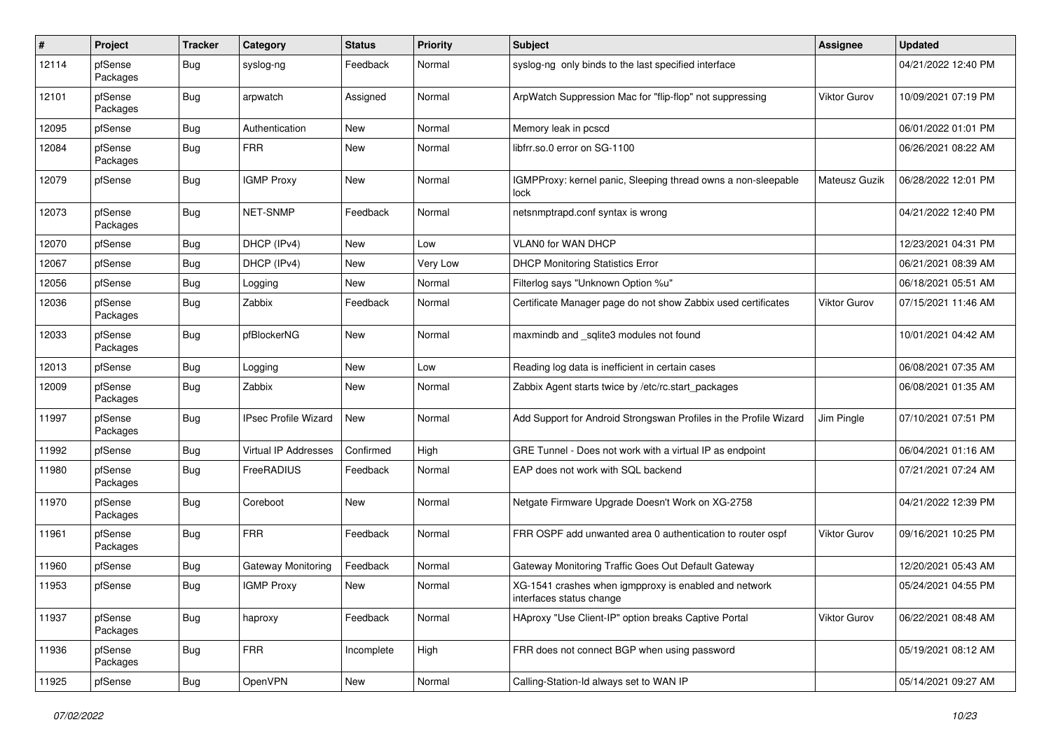| # | Project | Tracker | Category | Status | Priority | Subject | Assignee | Updated |
|---|---|---|---|---|---|---|---|---|
| 12114 | pfSense Packages | Bug | syslog-ng | Feedback | Normal | syslog-ng only binds to the last specified interface | | 04/21/2022 12:40 PM |
| 12101 | pfSense Packages | Bug | arpwatch | Assigned | Normal | ArpWatch Suppression Mac for "flip-flop" not suppressing | Viktor Gurov | 10/09/2021 07:19 PM |
| 12095 | pfSense | Bug | Authentication | New | Normal | Memory leak in pcscd | | 06/01/2022 01:01 PM |
| 12084 | pfSense Packages | Bug | FRR | New | Normal | libfrr.so.0 error on SG-1100 | | 06/26/2021 08:22 AM |
| 12079 | pfSense | Bug | IGMP Proxy | New | Normal | IGMPProxy: kernel panic, Sleeping thread owns a non-sleepable lock | Mateusz Guzik | 06/28/2022 12:01 PM |
| 12073 | pfSense Packages | Bug | NET-SNMP | Feedback | Normal | netsnmptrapd.conf syntax is wrong | | 04/21/2022 12:40 PM |
| 12070 | pfSense | Bug | DHCP (IPv4) | New | Low | VLAN0 for WAN DHCP | | 12/23/2021 04:31 PM |
| 12067 | pfSense | Bug | DHCP (IPv4) | New | Very Low | DHCP Monitoring Statistics Error | | 06/21/2021 08:39 AM |
| 12056 | pfSense | Bug | Logging | New | Normal | Filterlog says "Unknown Option %u" | | 06/18/2021 05:51 AM |
| 12036 | pfSense Packages | Bug | Zabbix | Feedback | Normal | Certificate Manager page do not show Zabbix used certificates | Viktor Gurov | 07/15/2021 11:46 AM |
| 12033 | pfSense Packages | Bug | pfBlockerNG | New | Normal | maxmindb and _sqlite3 modules not found | | 10/01/2021 04:42 AM |
| 12013 | pfSense | Bug | Logging | New | Low | Reading log data is inefficient in certain cases | | 06/08/2021 07:35 AM |
| 12009 | pfSense Packages | Bug | Zabbix | New | Normal | Zabbix Agent starts twice by /etc/rc.start_packages | | 06/08/2021 01:35 AM |
| 11997 | pfSense Packages | Bug | IPsec Profile Wizard | New | Normal | Add Support for Android Strongswan Profiles in the Profile Wizard | Jim Pingle | 07/10/2021 07:51 PM |
| 11992 | pfSense | Bug | Virtual IP Addresses | Confirmed | High | GRE Tunnel - Does not work with a virtual IP as endpoint | | 06/04/2021 01:16 AM |
| 11980 | pfSense Packages | Bug | FreeRADIUS | Feedback | Normal | EAP does not work with SQL backend | | 07/21/2021 07:24 AM |
| 11970 | pfSense Packages | Bug | Coreboot | New | Normal | Netgate Firmware Upgrade Doesn't Work on XG-2758 | | 04/21/2022 12:39 PM |
| 11961 | pfSense Packages | Bug | FRR | Feedback | Normal | FRR OSPF add unwanted area 0 authentication to router ospf | Viktor Gurov | 09/16/2021 10:25 PM |
| 11960 | pfSense | Bug | Gateway Monitoring | Feedback | Normal | Gateway Monitoring Traffic Goes Out Default Gateway | | 12/20/2021 05:43 AM |
| 11953 | pfSense | Bug | IGMP Proxy | New | Normal | XG-1541 crashes when igmpproxy is enabled and network interfaces status change | | 05/24/2021 04:55 PM |
| 11937 | pfSense Packages | Bug | haproxy | Feedback | Normal | HAproxy "Use Client-IP" option breaks Captive Portal | Viktor Gurov | 06/22/2021 08:48 AM |
| 11936 | pfSense Packages | Bug | FRR | Incomplete | High | FRR does not connect BGP when using password | | 05/19/2021 08:12 AM |
| 11925 | pfSense | Bug | OpenVPN | New | Normal | Calling-Station-Id always set to WAN IP | | 05/14/2021 09:27 AM |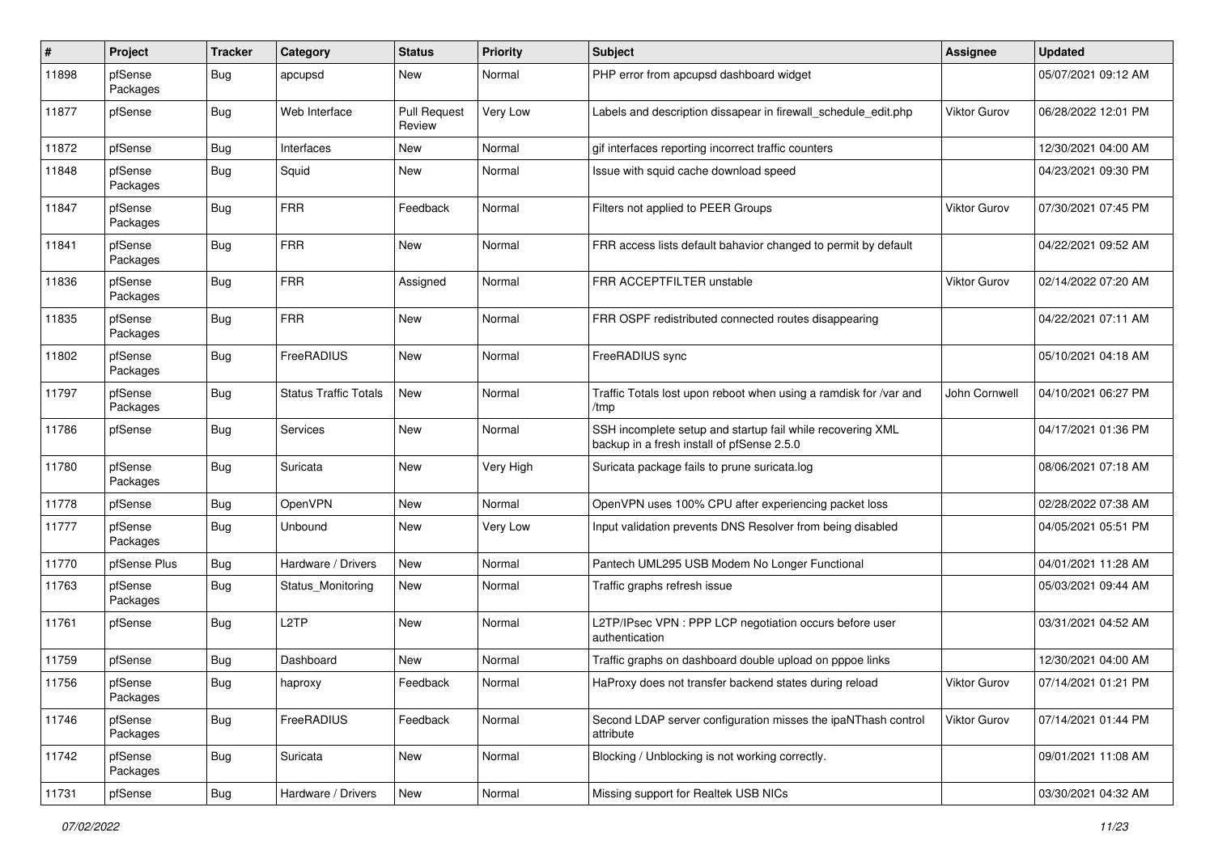| # | Project | Tracker | Category | Status | Priority | Subject | Assignee | Updated |
|---|---|---|---|---|---|---|---|---|
| 11898 | pfSense Packages | Bug | apcupsd | New | Normal | PHP error from apcupsd dashboard widget | | 05/07/2021 09:12 AM |
| 11877 | pfSense | Bug | Web Interface | Pull Request Review | Very Low | Labels and description dissapear in firewall_schedule_edit.php | Viktor Gurov | 06/28/2022 12:01 PM |
| 11872 | pfSense | Bug | Interfaces | New | Normal | gif interfaces reporting incorrect traffic counters | | 12/30/2021 04:00 AM |
| 11848 | pfSense Packages | Bug | Squid | New | Normal | Issue with squid cache download speed | | 04/23/2021 09:30 PM |
| 11847 | pfSense Packages | Bug | FRR | Feedback | Normal | Filters not applied to PEER Groups | Viktor Gurov | 07/30/2021 07:45 PM |
| 11841 | pfSense Packages | Bug | FRR | New | Normal | FRR access lists default bahavior changed to permit by default | | 04/22/2021 09:52 AM |
| 11836 | pfSense Packages | Bug | FRR | Assigned | Normal | FRR ACCEPTFILTER unstable | Viktor Gurov | 02/14/2022 07:20 AM |
| 11835 | pfSense Packages | Bug | FRR | New | Normal | FRR OSPF redistributed connected routes disappearing | | 04/22/2021 07:11 AM |
| 11802 | pfSense Packages | Bug | FreeRADIUS | New | Normal | FreeRADIUS sync | | 05/10/2021 04:18 AM |
| 11797 | pfSense Packages | Bug | Status Traffic Totals | New | Normal | Traffic Totals lost upon reboot when using a ramdisk for /var and /tmp | John Cornwell | 04/10/2021 06:27 PM |
| 11786 | pfSense | Bug | Services | New | Normal | SSH incomplete setup and startup fail while recovering XML backup in a fresh install of pfSense 2.5.0 | | 04/17/2021 01:36 PM |
| 11780 | pfSense Packages | Bug | Suricata | New | Very High | Suricata package fails to prune suricata.log | | 08/06/2021 07:18 AM |
| 11778 | pfSense | Bug | OpenVPN | New | Normal | OpenVPN uses 100% CPU after experiencing packet loss | | 02/28/2022 07:38 AM |
| 11777 | pfSense Packages | Bug | Unbound | New | Very Low | Input validation prevents DNS Resolver from being disabled | | 04/05/2021 05:51 PM |
| 11770 | pfSense Plus | Bug | Hardware / Drivers | New | Normal | Pantech UML295 USB Modem No Longer Functional | | 04/01/2021 11:28 AM |
| 11763 | pfSense Packages | Bug | Status_Monitoring | New | Normal | Traffic graphs refresh issue | | 05/03/2021 09:44 AM |
| 11761 | pfSense | Bug | L2TP | New | Normal | L2TP/IPsec VPN : PPP LCP negotiation occurs before user authentication | | 03/31/2021 04:52 AM |
| 11759 | pfSense | Bug | Dashboard | New | Normal | Traffic graphs on dashboard double upload on pppoe links | | 12/30/2021 04:00 AM |
| 11756 | pfSense Packages | Bug | haproxy | Feedback | Normal | HaProxy does not transfer backend states during reload | Viktor Gurov | 07/14/2021 01:21 PM |
| 11746 | pfSense Packages | Bug | FreeRADIUS | Feedback | Normal | Second LDAP server configuration misses the ipaNThash control attribute | Viktor Gurov | 07/14/2021 01:44 PM |
| 11742 | pfSense Packages | Bug | Suricata | New | Normal | Blocking / Unblocking is not working correctly. | | 09/01/2021 11:08 AM |
| 11731 | pfSense | Bug | Hardware / Drivers | New | Normal | Missing support for Realtek USB NICs | | 03/30/2021 04:32 AM |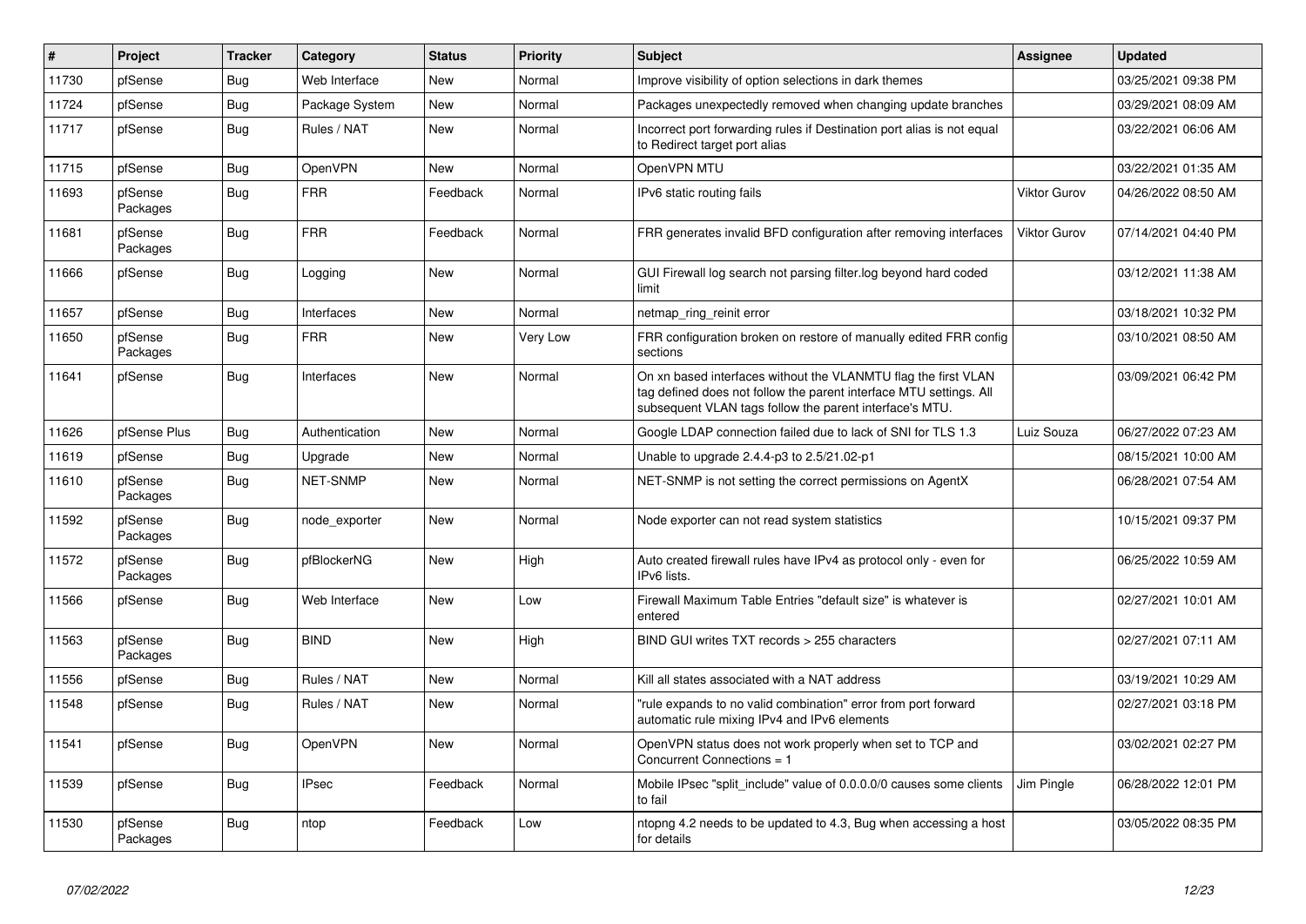| # | Project | Tracker | Category | Status | Priority | Subject | Assignee | Updated |
|---|---|---|---|---|---|---|---|---|
| 11730 | pfSense | Bug | Web Interface | New | Normal | Improve visibility of option selections in dark themes | | 03/25/2021 09:38 PM |
| 11724 | pfSense | Bug | Package System | New | Normal | Packages unexpectedly removed when changing update branches | | 03/29/2021 08:09 AM |
| 11717 | pfSense | Bug | Rules / NAT | New | Normal | Incorrect port forwarding rules if Destination port alias is not equal to Redirect target port alias | | 03/22/2021 06:06 AM |
| 11715 | pfSense | Bug | OpenVPN | New | Normal | OpenVPN MTU | | 03/22/2021 01:35 AM |
| 11693 | pfSense Packages | Bug | FRR | Feedback | Normal | IPv6 static routing fails | Viktor Gurov | 04/26/2022 08:50 AM |
| 11681 | pfSense Packages | Bug | FRR | Feedback | Normal | FRR generates invalid BFD configuration after removing interfaces | Viktor Gurov | 07/14/2021 04:40 PM |
| 11666 | pfSense | Bug | Logging | New | Normal | GUI Firewall log search not parsing filter.log beyond hard coded limit | | 03/12/2021 11:38 AM |
| 11657 | pfSense | Bug | Interfaces | New | Normal | netmap_ring_reinit error | | 03/18/2021 10:32 PM |
| 11650 | pfSense Packages | Bug | FRR | New | Very Low | FRR configuration broken on restore of manually edited FRR config sections | | 03/10/2021 08:50 AM |
| 11641 | pfSense | Bug | Interfaces | New | Normal | On xn based interfaces without the VLANMTU flag the first VLAN tag defined does not follow the parent interface MTU settings. All subsequent VLAN tags follow the parent interface's MTU. | | 03/09/2021 06:42 PM |
| 11626 | pfSense Plus | Bug | Authentication | New | Normal | Google LDAP connection failed due to lack of SNI for TLS 1.3 | Luiz Souza | 06/27/2022 07:23 AM |
| 11619 | pfSense | Bug | Upgrade | New | Normal | Unable to upgrade 2.4.4-p3 to 2.5/21.02-p1 | | 08/15/2021 10:00 AM |
| 11610 | pfSense Packages | Bug | NET-SNMP | New | Normal | NET-SNMP is not setting the correct permissions on AgentX | | 06/28/2021 07:54 AM |
| 11592 | pfSense Packages | Bug | node_exporter | New | Normal | Node exporter can not read system statistics | | 10/15/2021 09:37 PM |
| 11572 | pfSense Packages | Bug | pfBlockerNG | New | High | Auto created firewall rules have IPv4 as protocol only - even for IPv6 lists. | | 06/25/2022 10:59 AM |
| 11566 | pfSense | Bug | Web Interface | New | Low | Firewall Maximum Table Entries "default size" is whatever is entered | | 02/27/2021 10:01 AM |
| 11563 | pfSense Packages | Bug | BIND | New | High | BIND GUI writes TXT records > 255 characters | | 02/27/2021 07:11 AM |
| 11556 | pfSense | Bug | Rules / NAT | New | Normal | Kill all states associated with a NAT address | | 03/19/2021 10:29 AM |
| 11548 | pfSense | Bug | Rules / NAT | New | Normal | "rule expands to no valid combination" error from port forward automatic rule mixing IPv4 and IPv6 elements | | 02/27/2021 03:18 PM |
| 11541 | pfSense | Bug | OpenVPN | New | Normal | OpenVPN status does not work properly when set to TCP and Concurrent Connections = 1 | | 03/02/2021 02:27 PM |
| 11539 | pfSense | Bug | IPsec | Feedback | Normal | Mobile IPsec "split_include" value of 0.0.0.0/0 causes some clients to fail | Jim Pingle | 06/28/2022 12:01 PM |
| 11530 | pfSense Packages | Bug | ntop | Feedback | Low | ntopng 4.2 needs to be updated to 4.3, Bug when accessing a host for details | | 03/05/2022 08:35 PM |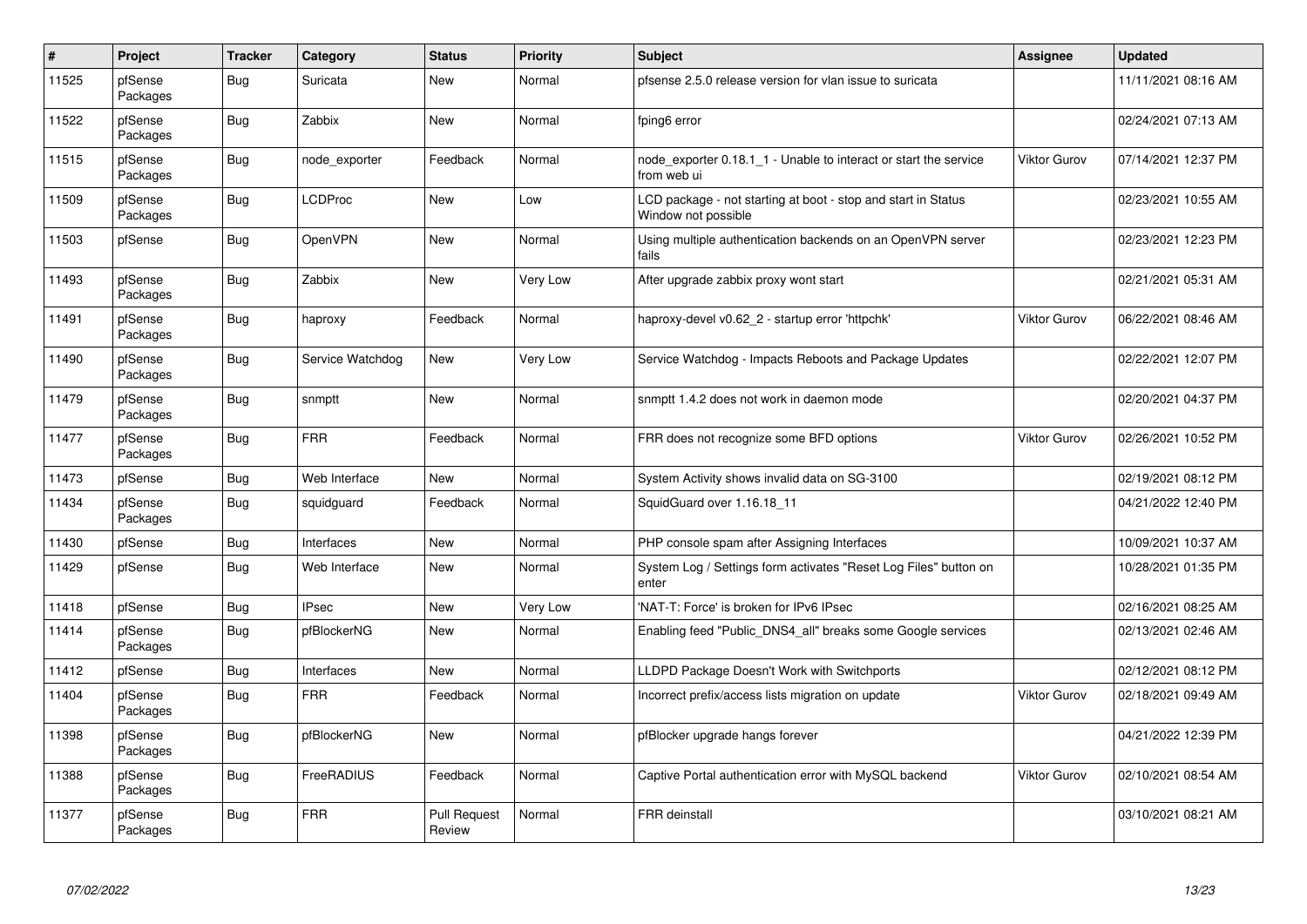| # | Project | Tracker | Category | Status | Priority | Subject | Assignee | Updated |
|---|---|---|---|---|---|---|---|---|
| 11525 | pfSense Packages | Bug | Suricata | New | Normal | pfsense 2.5.0 release version for vlan issue to suricata | | 11/11/2021 08:16 AM |
| 11522 | pfSense Packages | Bug | Zabbix | New | Normal | fping6 error | | 02/24/2021 07:13 AM |
| 11515 | pfSense Packages | Bug | node_exporter | Feedback | Normal | node_exporter 0.18.1_1 - Unable to interact or start the service from web ui | Viktor Gurov | 07/14/2021 12:37 PM |
| 11509 | pfSense Packages | Bug | LCDProc | New | Low | LCD package - not starting at boot - stop and start in Status Window not possible | | 02/23/2021 10:55 AM |
| 11503 | pfSense | Bug | OpenVPN | New | Normal | Using multiple authentication backends on an OpenVPN server fails | | 02/23/2021 12:23 PM |
| 11493 | pfSense Packages | Bug | Zabbix | New | Very Low | After upgrade zabbix proxy wont start | | 02/21/2021 05:31 AM |
| 11491 | pfSense Packages | Bug | haproxy | Feedback | Normal | haproxy-devel v0.62_2 - startup error 'httpchk' | Viktor Gurov | 06/22/2021 08:46 AM |
| 11490 | pfSense Packages | Bug | Service Watchdog | New | Very Low | Service Watchdog - Impacts Reboots and Package Updates | | 02/22/2021 12:07 PM |
| 11479 | pfSense Packages | Bug | snmptt | New | Normal | snmptt 1.4.2 does not work in daemon mode | | 02/20/2021 04:37 PM |
| 11477 | pfSense Packages | Bug | FRR | Feedback | Normal | FRR does not recognize some BFD options | Viktor Gurov | 02/26/2021 10:52 PM |
| 11473 | pfSense | Bug | Web Interface | New | Normal | System Activity shows invalid data on SG-3100 | | 02/19/2021 08:12 PM |
| 11434 | pfSense Packages | Bug | squidguard | Feedback | Normal | SquidGuard over 1.16.18_11 | | 04/21/2022 12:40 PM |
| 11430 | pfSense | Bug | Interfaces | New | Normal | PHP console spam after Assigning Interfaces | | 10/09/2021 10:37 AM |
| 11429 | pfSense | Bug | Web Interface | New | Normal | System Log / Settings form activates "Reset Log Files" button on enter | | 10/28/2021 01:35 PM |
| 11418 | pfSense | Bug | IPsec | New | Very Low | 'NAT-T: Force' is broken for IPv6 IPsec | | 02/16/2021 08:25 AM |
| 11414 | pfSense Packages | Bug | pfBlockerNG | New | Normal | Enabling feed "Public_DNS4_all" breaks some Google services | | 02/13/2021 02:46 AM |
| 11412 | pfSense | Bug | Interfaces | New | Normal | LLDPD Package Doesn't Work with Switchports | | 02/12/2021 08:12 PM |
| 11404 | pfSense Packages | Bug | FRR | Feedback | Normal | Incorrect prefix/access lists migration on update | Viktor Gurov | 02/18/2021 09:49 AM |
| 11398 | pfSense Packages | Bug | pfBlockerNG | New | Normal | pfBlocker upgrade hangs forever | | 04/21/2022 12:39 PM |
| 11388 | pfSense Packages | Bug | FreeRADIUS | Feedback | Normal | Captive Portal authentication error with MySQL backend | Viktor Gurov | 02/10/2021 08:54 AM |
| 11377 | pfSense Packages | Bug | FRR | Pull Request Review | Normal | FRR deinstall | | 03/10/2021 08:21 AM |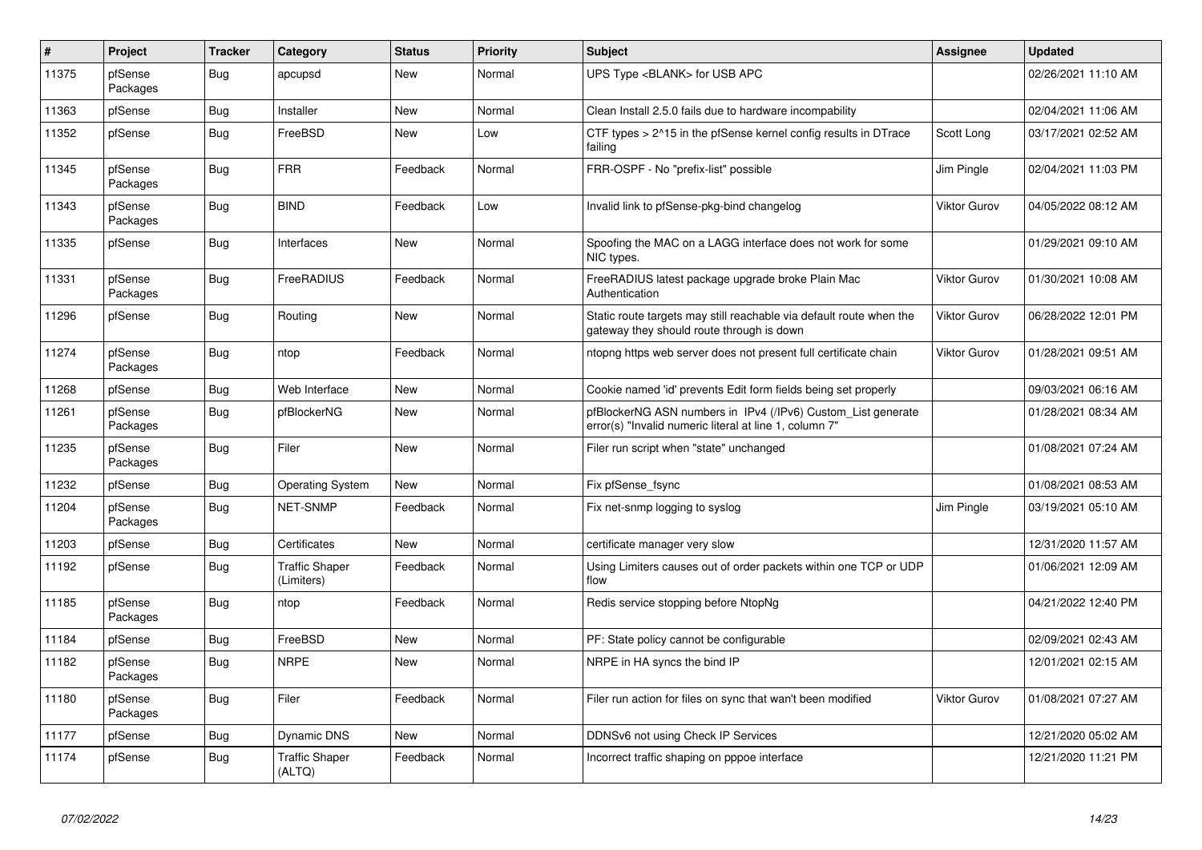| # | Project | Tracker | Category | Status | Priority | Subject | Assignee | Updated |
|---|---|---|---|---|---|---|---|---|
| 11375 | pfSense Packages | Bug | apcupsd | New | Normal | UPS Type <BLANK> for USB APC | | 02/26/2021 11:10 AM |
| 11363 | pfSense | Bug | Installer | New | Normal | Clean Install 2.5.0 fails due to hardware incompability | | 02/04/2021 11:06 AM |
| 11352 | pfSense | Bug | FreeBSD | New | Low | CTF types > 2^15 in the pfSense kernel config results in DTrace failing | Scott Long | 03/17/2021 02:52 AM |
| 11345 | pfSense Packages | Bug | FRR | Feedback | Normal | FRR-OSPF - No "prefix-list" possible | Jim Pingle | 02/04/2021 11:03 PM |
| 11343 | pfSense Packages | Bug | BIND | Feedback | Low | Invalid link to pfSense-pkg-bind changelog | Viktor Gurov | 04/05/2022 08:12 AM |
| 11335 | pfSense | Bug | Interfaces | New | Normal | Spoofing the MAC on a LAGG interface does not work for some NIC types. | | 01/29/2021 09:10 AM |
| 11331 | pfSense Packages | Bug | FreeRADIUS | Feedback | Normal | FreeRADIUS latest package upgrade broke Plain Mac Authentication | Viktor Gurov | 01/30/2021 10:08 AM |
| 11296 | pfSense | Bug | Routing | New | Normal | Static route targets may still reachable via default route when the gateway they should route through is down | Viktor Gurov | 06/28/2022 12:01 PM |
| 11274 | pfSense Packages | Bug | ntop | Feedback | Normal | ntopng https web server does not present full certificate chain | Viktor Gurov | 01/28/2021 09:51 AM |
| 11268 | pfSense | Bug | Web Interface | New | Normal | Cookie named 'id' prevents Edit form fields being set properly | | 09/03/2021 06:16 AM |
| 11261 | pfSense Packages | Bug | pfBlockerNG | New | Normal | pfBlockerNG ASN numbers in IPv4 (/IPv6) Custom_List generate error(s) "Invalid numeric literal at line 1, column 7" | | 01/28/2021 08:34 AM |
| 11235 | pfSense Packages | Bug | Filer | New | Normal | Filer run script when "state" unchanged | | 01/08/2021 07:24 AM |
| 11232 | pfSense | Bug | Operating System | New | Normal | Fix pfSense_fsync | | 01/08/2021 08:53 AM |
| 11204 | pfSense Packages | Bug | NET-SNMP | Feedback | Normal | Fix net-snmp logging to syslog | Jim Pingle | 03/19/2021 05:10 AM |
| 11203 | pfSense | Bug | Certificates | New | Normal | certificate manager very slow | | 12/31/2020 11:57 AM |
| 11192 | pfSense | Bug | Traffic Shaper (Limiters) | Feedback | Normal | Using Limiters causes out of order packets within one TCP or UDP flow | | 01/06/2021 12:09 AM |
| 11185 | pfSense Packages | Bug | ntop | Feedback | Normal | Redis service stopping before NtopNg | | 04/21/2022 12:40 PM |
| 11184 | pfSense | Bug | FreeBSD | New | Normal | PF: State policy cannot be configurable | | 02/09/2021 02:43 AM |
| 11182 | pfSense Packages | Bug | NRPE | New | Normal | NRPE in HA syncs the bind IP | | 12/01/2021 02:15 AM |
| 11180 | pfSense Packages | Bug | Filer | Feedback | Normal | Filer run action for files on sync that wan't been modified | Viktor Gurov | 01/08/2021 07:27 AM |
| 11177 | pfSense | Bug | Dynamic DNS | New | Normal | DDNSv6 not using Check IP Services | | 12/21/2020 05:02 AM |
| 11174 | pfSense | Bug | Traffic Shaper (ALTQ) | Feedback | Normal | Incorrect traffic shaping on pppoe interface | | 12/21/2020 11:21 PM |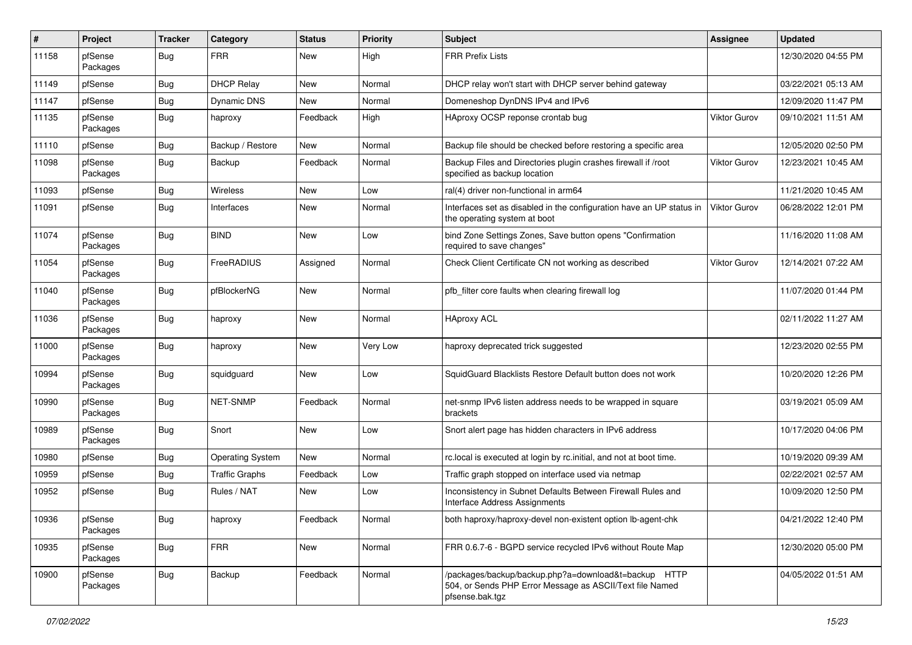| # | Project | Tracker | Category | Status | Priority | Subject | Assignee | Updated |
|---|---|---|---|---|---|---|---|---|
| 11158 | pfSense Packages | Bug | FRR | New | High | FRR Prefix Lists | | 12/30/2020 04:55 PM |
| 11149 | pfSense | Bug | DHCP Relay | New | Normal | DHCP relay won't start with DHCP server behind gateway | | 03/22/2021 05:13 AM |
| 11147 | pfSense | Bug | Dynamic DNS | New | Normal | Domeneshop DynDNS IPv4 and IPv6 | | 12/09/2020 11:47 PM |
| 11135 | pfSense Packages | Bug | haproxy | Feedback | High | HAproxy OCSP reponse crontab bug | Viktor Gurov | 09/10/2021 11:51 AM |
| 11110 | pfSense | Bug | Backup / Restore | New | Normal | Backup file should be checked before restoring a specific area | | 12/05/2020 02:50 PM |
| 11098 | pfSense Packages | Bug | Backup | Feedback | Normal | Backup Files and Directories plugin crashes firewall if /root specified as backup location | Viktor Gurov | 12/23/2021 10:45 AM |
| 11093 | pfSense | Bug | Wireless | New | Low | ral(4) driver non-functional in arm64 | | 11/21/2020 10:45 AM |
| 11091 | pfSense | Bug | Interfaces | New | Normal | Interfaces set as disabled in the configuration have an UP status in the operating system at boot | Viktor Gurov | 06/28/2022 12:01 PM |
| 11074 | pfSense Packages | Bug | BIND | New | Low | bind Zone Settings Zones, Save button opens "Confirmation required to save changes" | | 11/16/2020 11:08 AM |
| 11054 | pfSense Packages | Bug | FreeRADIUS | Assigned | Normal | Check Client Certificate CN not working as described | Viktor Gurov | 12/14/2021 07:22 AM |
| 11040 | pfSense Packages | Bug | pfBlockerNG | New | Normal | pfb_filter core faults when clearing firewall log | | 11/07/2020 01:44 PM |
| 11036 | pfSense Packages | Bug | haproxy | New | Normal | HAproxy ACL | | 02/11/2022 11:27 AM |
| 11000 | pfSense Packages | Bug | haproxy | New | Very Low | haproxy deprecated trick suggested | | 12/23/2020 02:55 PM |
| 10994 | pfSense Packages | Bug | squidguard | New | Low | SquidGuard Blacklists Restore Default button does not work | | 10/20/2020 12:26 PM |
| 10990 | pfSense Packages | Bug | NET-SNMP | Feedback | Normal | net-snmp IPv6 listen address needs to be wrapped in square brackets | | 03/19/2021 05:09 AM |
| 10989 | pfSense Packages | Bug | Snort | New | Low | Snort alert page has hidden characters in IPv6 address | | 10/17/2020 04:06 PM |
| 10980 | pfSense | Bug | Operating System | New | Normal | rc.local is executed at login by rc.initial, and not at boot time. | | 10/19/2020 09:39 AM |
| 10959 | pfSense | Bug | Traffic Graphs | Feedback | Low | Traffic graph stopped on interface used via netmap | | 02/22/2021 02:57 AM |
| 10952 | pfSense | Bug | Rules / NAT | New | Low | Inconsistency in Subnet Defaults Between Firewall Rules and Interface Address Assignments | | 10/09/2020 12:50 PM |
| 10936 | pfSense Packages | Bug | haproxy | Feedback | Normal | both haproxy/haproxy-devel non-existent option lb-agent-chk | | 04/21/2022 12:40 PM |
| 10935 | pfSense Packages | Bug | FRR | New | Normal | FRR 0.6.7-6 - BGPD service recycled IPv6 without Route Map | | 12/30/2020 05:00 PM |
| 10900 | pfSense Packages | Bug | Backup | Feedback | Normal | /packages/backup/backup.php?a=download&t=backup HTTP 504, or Sends PHP Error Message as ASCII/Text file Named pfsense.bak.tgz | | 04/05/2022 01:51 AM |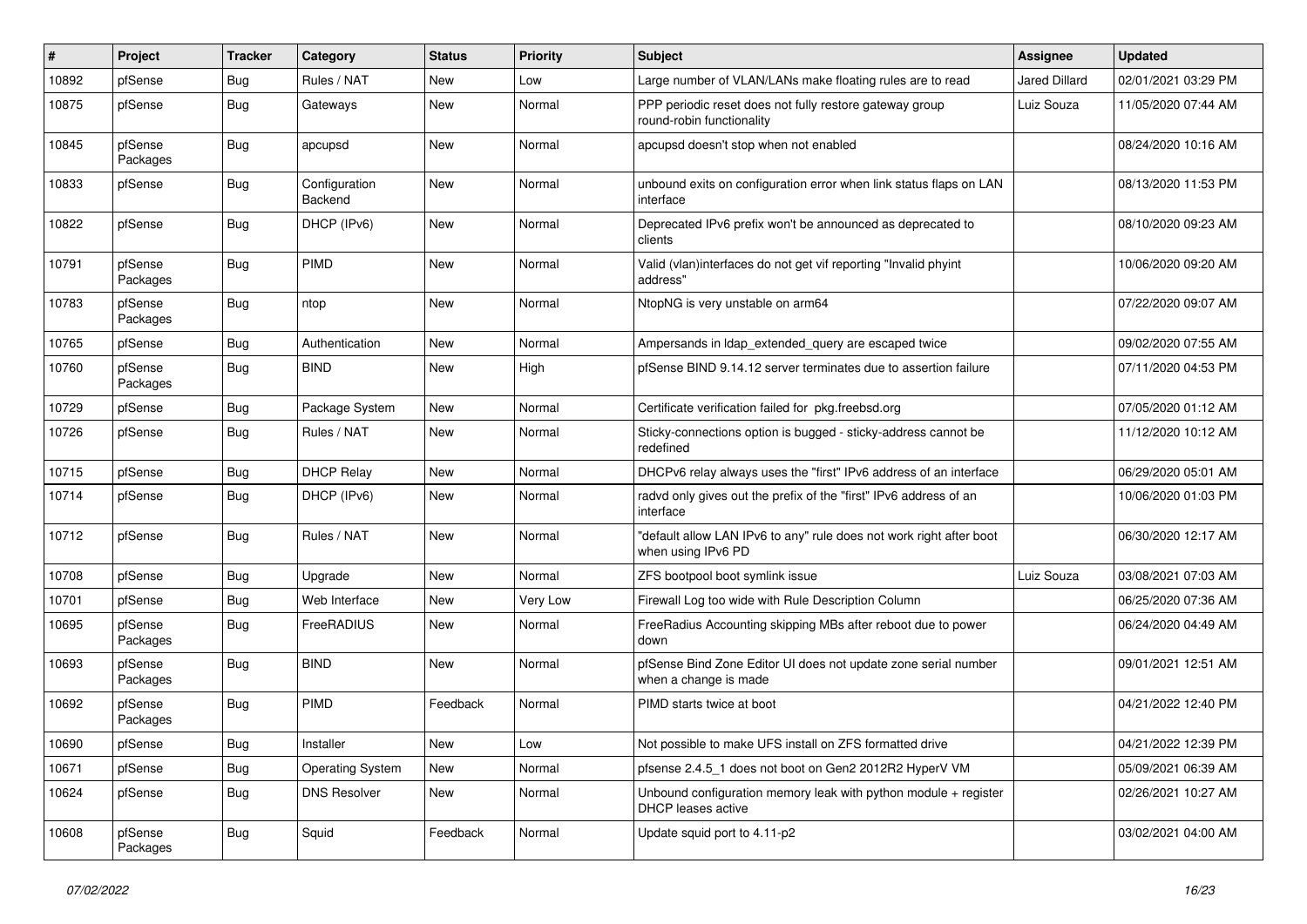| # | Project | Tracker | Category | Status | Priority | Subject | Assignee | Updated |
|---|---|---|---|---|---|---|---|---|
| 10892 | pfSense | Bug | Rules / NAT | New | Low | Large number of VLAN/LANs make floating rules are to read | Jared Dillard | 02/01/2021 03:29 PM |
| 10875 | pfSense | Bug | Gateways | New | Normal | PPP periodic reset does not fully restore gateway group round-robin functionality | Luiz Souza | 11/05/2020 07:44 AM |
| 10845 | pfSense Packages | Bug | apcupsd | New | Normal | apcupsd doesn't stop when not enabled | | 08/24/2020 10:16 AM |
| 10833 | pfSense | Bug | Configuration Backend | New | Normal | unbound exits on configuration error when link status flaps on LAN interface | | 08/13/2020 11:53 PM |
| 10822 | pfSense | Bug | DHCP (IPv6) | New | Normal | Deprecated IPv6 prefix won't be announced as deprecated to clients | | 08/10/2020 09:23 AM |
| 10791 | pfSense Packages | Bug | PIMD | New | Normal | Valid (vlan)interfaces do not get vif reporting "Invalid phyint address" | | 10/06/2020 09:20 AM |
| 10783 | pfSense Packages | Bug | ntop | New | Normal | NtopNG is very unstable on arm64 | | 07/22/2020 09:07 AM |
| 10765 | pfSense | Bug | Authentication | New | Normal | Ampersands in ldap_extended_query are escaped twice | | 09/02/2020 07:55 AM |
| 10760 | pfSense Packages | Bug | BIND | New | High | pfSense BIND 9.14.12 server terminates due to assertion failure | | 07/11/2020 04:53 PM |
| 10729 | pfSense | Bug | Package System | New | Normal | Certificate verification failed for pkg.freebsd.org | | 07/05/2020 01:12 AM |
| 10726 | pfSense | Bug | Rules / NAT | New | Normal | Sticky-connections option is bugged - sticky-address cannot be redefined | | 11/12/2020 10:12 AM |
| 10715 | pfSense | Bug | DHCP Relay | New | Normal | DHCPv6 relay always uses the "first" IPv6 address of an interface | | 06/29/2020 05:01 AM |
| 10714 | pfSense | Bug | DHCP (IPv6) | New | Normal | radvd only gives out the prefix of the "first" IPv6 address of an interface | | 10/06/2020 01:03 PM |
| 10712 | pfSense | Bug | Rules / NAT | New | Normal | "default allow LAN IPv6 to any" rule does not work right after boot when using IPv6 PD | | 06/30/2020 12:17 AM |
| 10708 | pfSense | Bug | Upgrade | New | Normal | ZFS bootpool boot symlink issue | Luiz Souza | 03/08/2021 07:03 AM |
| 10701 | pfSense | Bug | Web Interface | New | Very Low | Firewall Log too wide with Rule Description Column | | 06/25/2020 07:36 AM |
| 10695 | pfSense Packages | Bug | FreeRADIUS | New | Normal | FreeRadius Accounting skipping MBs after reboot due to power down | | 06/24/2020 04:49 AM |
| 10693 | pfSense Packages | Bug | BIND | New | Normal | pfSense Bind Zone Editor UI does not update zone serial number when a change is made | | 09/01/2021 12:51 AM |
| 10692 | pfSense Packages | Bug | PIMD | Feedback | Normal | PIMD starts twice at boot | | 04/21/2022 12:40 PM |
| 10690 | pfSense | Bug | Installer | New | Low | Not possible to make UFS install on ZFS formatted drive | | 04/21/2022 12:39 PM |
| 10671 | pfSense | Bug | Operating System | New | Normal | pfsense 2.4.5_1 does not boot on Gen2 2012R2 HyperV VM | | 05/09/2021 06:39 AM |
| 10624 | pfSense | Bug | DNS Resolver | New | Normal | Unbound configuration memory leak with python module + register DHCP leases active | | 02/26/2021 10:27 AM |
| 10608 | pfSense Packages | Bug | Squid | Feedback | Normal | Update squid port to 4.11-p2 | | 03/02/2021 04:00 AM |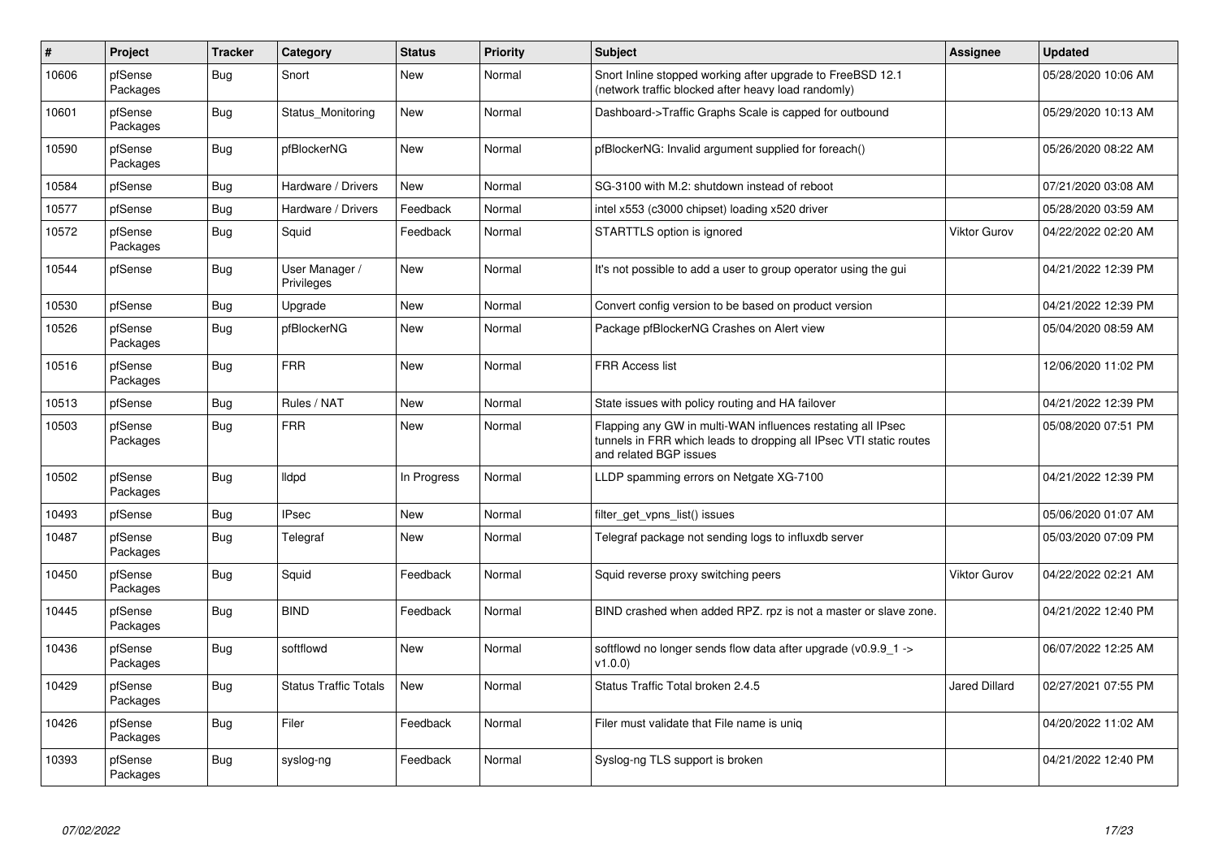| # | Project | Tracker | Category | Status | Priority | Subject | Assignee | Updated |
|---|---|---|---|---|---|---|---|---|
| 10606 | pfSense Packages | Bug | Snort | New | Normal | Snort Inline stopped working after upgrade to FreeBSD 12.1 (network traffic blocked after heavy load randomly) | | 05/28/2020 10:06 AM |
| 10601 | pfSense Packages | Bug | Status_Monitoring | New | Normal | Dashboard->Traffic Graphs Scale is capped for outbound | | 05/29/2020 10:13 AM |
| 10590 | pfSense Packages | Bug | pfBlockerNG | New | Normal | pfBlockerNG: Invalid argument supplied for foreach() | | 05/26/2020 08:22 AM |
| 10584 | pfSense | Bug | Hardware / Drivers | New | Normal | SG-3100 with M.2: shutdown instead of reboot | | 07/21/2020 03:08 AM |
| 10577 | pfSense | Bug | Hardware / Drivers | Feedback | Normal | intel x553 (c3000 chipset) loading x520 driver | | 05/28/2020 03:59 AM |
| 10572 | pfSense Packages | Bug | Squid | Feedback | Normal | STARTTLS option is ignored | Viktor Gurov | 04/22/2022 02:20 AM |
| 10544 | pfSense | Bug | User Manager / Privileges | New | Normal | It's not possible to add a user to group operator using the gui | | 04/21/2022 12:39 PM |
| 10530 | pfSense | Bug | Upgrade | New | Normal | Convert config version to be based on product version | | 04/21/2022 12:39 PM |
| 10526 | pfSense Packages | Bug | pfBlockerNG | New | Normal | Package pfBlockerNG Crashes on Alert view | | 05/04/2020 08:59 AM |
| 10516 | pfSense Packages | Bug | FRR | New | Normal | FRR Access list | | 12/06/2020 11:02 PM |
| 10513 | pfSense | Bug | Rules / NAT | New | Normal | State issues with policy routing and HA failover | | 04/21/2022 12:39 PM |
| 10503 | pfSense Packages | Bug | FRR | New | Normal | Flapping any GW in multi-WAN influences restating all IPsec tunnels in FRR which leads to dropping all IPsec VTI static routes and related BGP issues | | 05/08/2020 07:51 PM |
| 10502 | pfSense Packages | Bug | lldpd | In Progress | Normal | LLDP spamming errors on Netgate XG-7100 | | 04/21/2022 12:39 PM |
| 10493 | pfSense | Bug | IPsec | New | Normal | filter_get_vpns_list() issues | | 05/06/2020 01:07 AM |
| 10487 | pfSense Packages | Bug | Telegraf | New | Normal | Telegraf package not sending logs to influxdb server | | 05/03/2020 07:09 PM |
| 10450 | pfSense Packages | Bug | Squid | Feedback | Normal | Squid reverse proxy switching peers | Viktor Gurov | 04/22/2022 02:21 AM |
| 10445 | pfSense Packages | Bug | BIND | Feedback | Normal | BIND crashed when added RPZ. rpz is not a master or slave zone. | | 04/21/2022 12:40 PM |
| 10436 | pfSense Packages | Bug | softflowd | New | Normal | softflowd no longer sends flow data after upgrade (v0.9.9_1 -> v1.0.0) | | 06/07/2022 12:25 AM |
| 10429 | pfSense Packages | Bug | Status Traffic Totals | New | Normal | Status Traffic Total broken 2.4.5 | Jared Dillard | 02/27/2021 07:55 PM |
| 10426 | pfSense Packages | Bug | Filer | Feedback | Normal | Filer must validate that File name is uniq | | 04/20/2022 11:02 AM |
| 10393 | pfSense Packages | Bug | syslog-ng | Feedback | Normal | Syslog-ng TLS support is broken | | 04/21/2022 12:40 PM |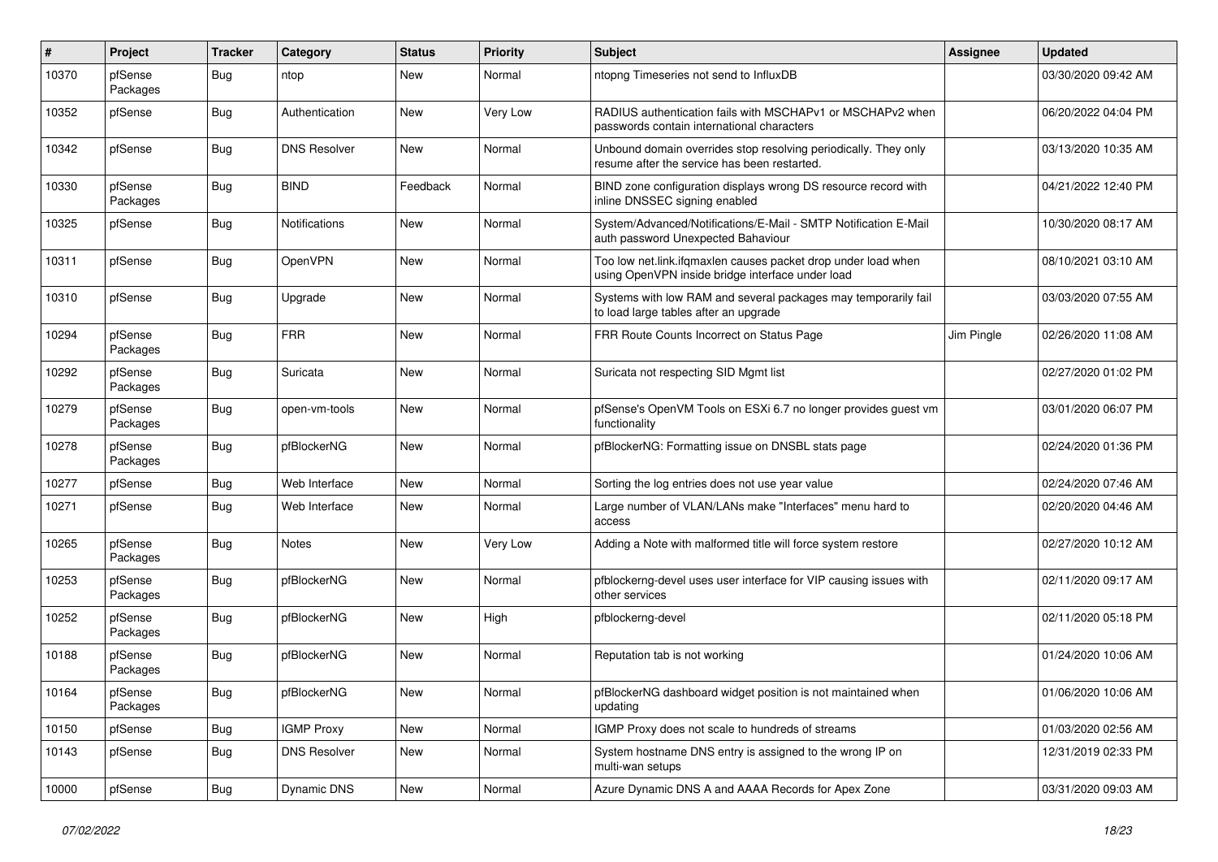| # | Project | Tracker | Category | Status | Priority | Subject | Assignee | Updated |
|---|---|---|---|---|---|---|---|---|
| 10370 | pfSense Packages | Bug | ntop | New | Normal | ntopng Timeseries not send to InfluxDB | | 03/30/2020 09:42 AM |
| 10352 | pfSense | Bug | Authentication | New | Very Low | RADIUS authentication fails with MSCHAPv1 or MSCHAPv2 when passwords contain international characters | | 06/20/2022 04:04 PM |
| 10342 | pfSense | Bug | DNS Resolver | New | Normal | Unbound domain overrides stop resolving periodically. They only resume after the service has been restarted. | | 03/13/2020 10:35 AM |
| 10330 | pfSense Packages | Bug | BIND | Feedback | Normal | BIND zone configuration displays wrong DS resource record with inline DNSSEC signing enabled | | 04/21/2022 12:40 PM |
| 10325 | pfSense | Bug | Notifications | New | Normal | System/Advanced/Notifications/E-Mail - SMTP Notification E-Mail auth password Unexpected Bahaviour | | 10/30/2020 08:17 AM |
| 10311 | pfSense | Bug | OpenVPN | New | Normal | Too low net.link.ifqmaxlen causes packet drop under load when using OpenVPN inside bridge interface under load | | 08/10/2021 03:10 AM |
| 10310 | pfSense | Bug | Upgrade | New | Normal | Systems with low RAM and several packages may temporarily fail to load large tables after an upgrade | | 03/03/2020 07:55 AM |
| 10294 | pfSense Packages | Bug | FRR | New | Normal | FRR Route Counts Incorrect on Status Page | Jim Pingle | 02/26/2020 11:08 AM |
| 10292 | pfSense Packages | Bug | Suricata | New | Normal | Suricata not respecting SID Mgmt list | | 02/27/2020 01:02 PM |
| 10279 | pfSense Packages | Bug | open-vm-tools | New | Normal | pfSense's OpenVM Tools on ESXi 6.7 no longer provides guest vm functionality | | 03/01/2020 06:07 PM |
| 10278 | pfSense Packages | Bug | pfBlockerNG | New | Normal | pfBlockerNG: Formatting issue on DNSBL stats page | | 02/24/2020 01:36 PM |
| 10277 | pfSense | Bug | Web Interface | New | Normal | Sorting the log entries does not use year value | | 02/24/2020 07:46 AM |
| 10271 | pfSense | Bug | Web Interface | New | Normal | Large number of VLAN/LANs make "Interfaces" menu hard to access | | 02/20/2020 04:46 AM |
| 10265 | pfSense Packages | Bug | Notes | New | Very Low | Adding a Note with malformed title will force system restore | | 02/27/2020 10:12 AM |
| 10253 | pfSense Packages | Bug | pfBlockerNG | New | Normal | pfblockerng-devel uses user interface for VIP causing issues with other services | | 02/11/2020 09:17 AM |
| 10252 | pfSense Packages | Bug | pfBlockerNG | New | High | pfblockerng-devel | | 02/11/2020 05:18 PM |
| 10188 | pfSense Packages | Bug | pfBlockerNG | New | Normal | Reputation tab is not working | | 01/24/2020 10:06 AM |
| 10164 | pfSense Packages | Bug | pfBlockerNG | New | Normal | pfBlockerNG dashboard widget position is not maintained when updating | | 01/06/2020 10:06 AM |
| 10150 | pfSense | Bug | IGMP Proxy | New | Normal | IGMP Proxy does not scale to hundreds of streams | | 01/03/2020 02:56 AM |
| 10143 | pfSense | Bug | DNS Resolver | New | Normal | System hostname DNS entry is assigned to the wrong IP on multi-wan setups | | 12/31/2019 02:33 PM |
| 10000 | pfSense | Bug | Dynamic DNS | New | Normal | Azure Dynamic DNS A and AAAA Records for Apex Zone | | 03/31/2020 09:03 AM |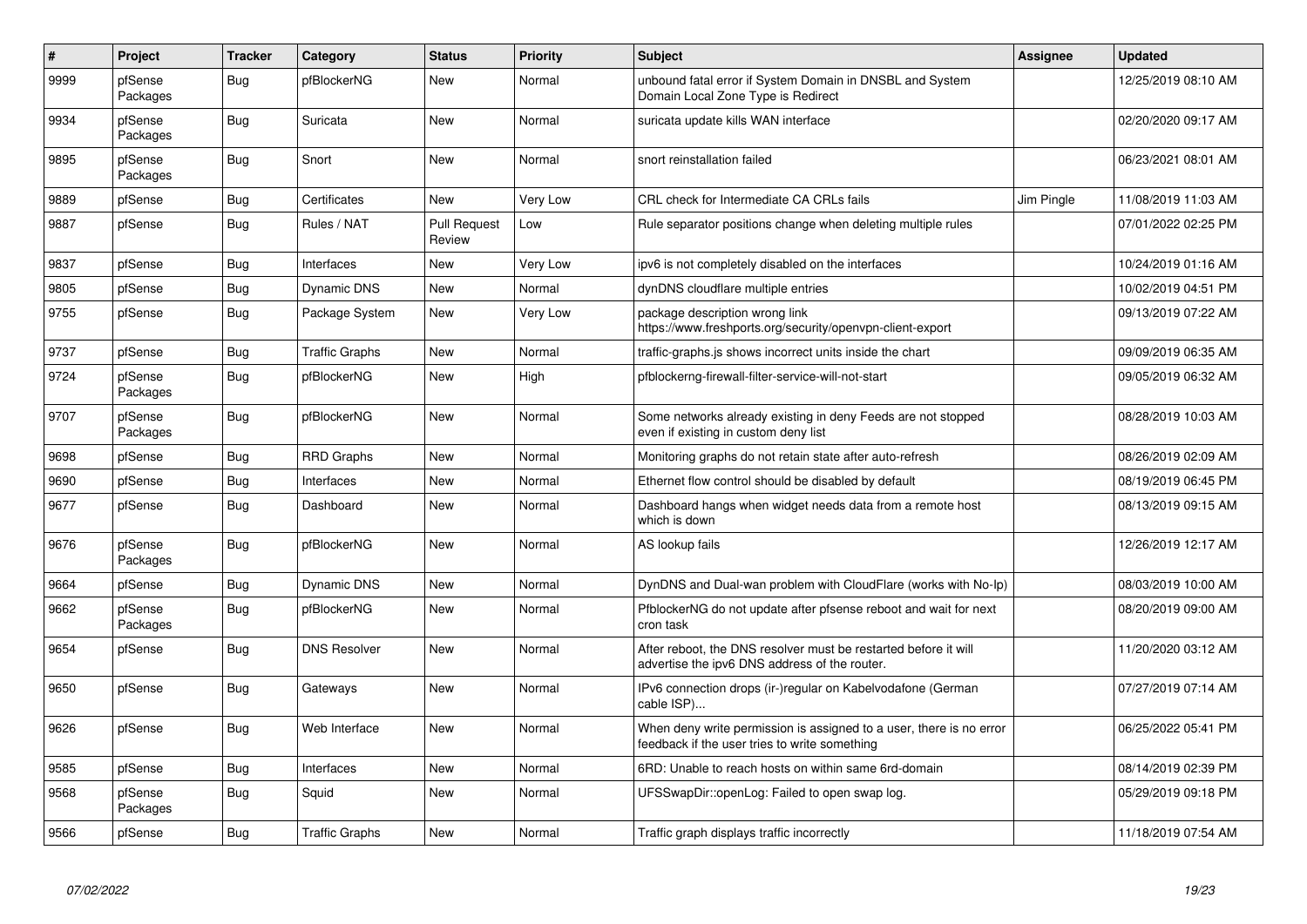| # | Project | Tracker | Category | Status | Priority | Subject | Assignee | Updated |
|---|---|---|---|---|---|---|---|---|
| 9999 | pfSense Packages | Bug | pfBlockerNG | New | Normal | unbound fatal error if System Domain in DNSBL and System Domain Local Zone Type is Redirect | | 12/25/2019 08:10 AM |
| 9934 | pfSense Packages | Bug | Suricata | New | Normal | suricata update kills WAN interface | | 02/20/2020 09:17 AM |
| 9895 | pfSense Packages | Bug | Snort | New | Normal | snort reinstallation failed | | 06/23/2021 08:01 AM |
| 9889 | pfSense | Bug | Certificates | New | Very Low | CRL check for Intermediate CA CRLs fails | Jim Pingle | 11/08/2019 11:03 AM |
| 9887 | pfSense | Bug | Rules / NAT | Pull Request Review | Low | Rule separator positions change when deleting multiple rules | | 07/01/2022 02:25 PM |
| 9837 | pfSense | Bug | Interfaces | New | Very Low | ipv6 is not completely disabled on the interfaces | | 10/24/2019 01:16 AM |
| 9805 | pfSense | Bug | Dynamic DNS | New | Normal | dynDNS cloudflare multiple entries | | 10/02/2019 04:51 PM |
| 9755 | pfSense | Bug | Package System | New | Very Low | package description wrong link https://www.freshports.org/security/openvpn-client-export | | 09/13/2019 07:22 AM |
| 9737 | pfSense | Bug | Traffic Graphs | New | Normal | traffic-graphs.js shows incorrect units inside the chart | | 09/09/2019 06:35 AM |
| 9724 | pfSense Packages | Bug | pfBlockerNG | New | High | pfblockerng-firewall-filter-service-will-not-start | | 09/05/2019 06:32 AM |
| 9707 | pfSense Packages | Bug | pfBlockerNG | New | Normal | Some networks already existing in deny Feeds are not stopped even if existing in custom deny list | | 08/28/2019 10:03 AM |
| 9698 | pfSense | Bug | RRD Graphs | New | Normal | Monitoring graphs do not retain state after auto-refresh | | 08/26/2019 02:09 AM |
| 9690 | pfSense | Bug | Interfaces | New | Normal | Ethernet flow control should be disabled by default | | 08/19/2019 06:45 PM |
| 9677 | pfSense | Bug | Dashboard | New | Normal | Dashboard hangs when widget needs data from a remote host which is down | | 08/13/2019 09:15 AM |
| 9676 | pfSense Packages | Bug | pfBlockerNG | New | Normal | AS lookup fails | | 12/26/2019 12:17 AM |
| 9664 | pfSense | Bug | Dynamic DNS | New | Normal | DynDNS and Dual-wan problem with CloudFlare (works with No-Ip) | | 08/03/2019 10:00 AM |
| 9662 | pfSense Packages | Bug | pfBlockerNG | New | Normal | PfblockerNG do not update after pfsense reboot and wait for next cron task | | 08/20/2019 09:00 AM |
| 9654 | pfSense | Bug | DNS Resolver | New | Normal | After reboot, the DNS resolver must be restarted before it will advertise the ipv6 DNS address of the router. | | 11/20/2020 03:12 AM |
| 9650 | pfSense | Bug | Gateways | New | Normal | IPv6 connection drops (ir-)regular on Kabelvodafone (German cable ISP)... | | 07/27/2019 07:14 AM |
| 9626 | pfSense | Bug | Web Interface | New | Normal | When deny write permission is assigned to a user, there is no error feedback if the user tries to write something | | 06/25/2022 05:41 PM |
| 9585 | pfSense | Bug | Interfaces | New | Normal | 6RD: Unable to reach hosts on within same 6rd-domain | | 08/14/2019 02:39 PM |
| 9568 | pfSense Packages | Bug | Squid | New | Normal | UFSSwapDir::openLog: Failed to open swap log. | | 05/29/2019 09:18 PM |
| 9566 | pfSense | Bug | Traffic Graphs | New | Normal | Traffic graph displays traffic incorrectly | | 11/18/2019 07:54 AM |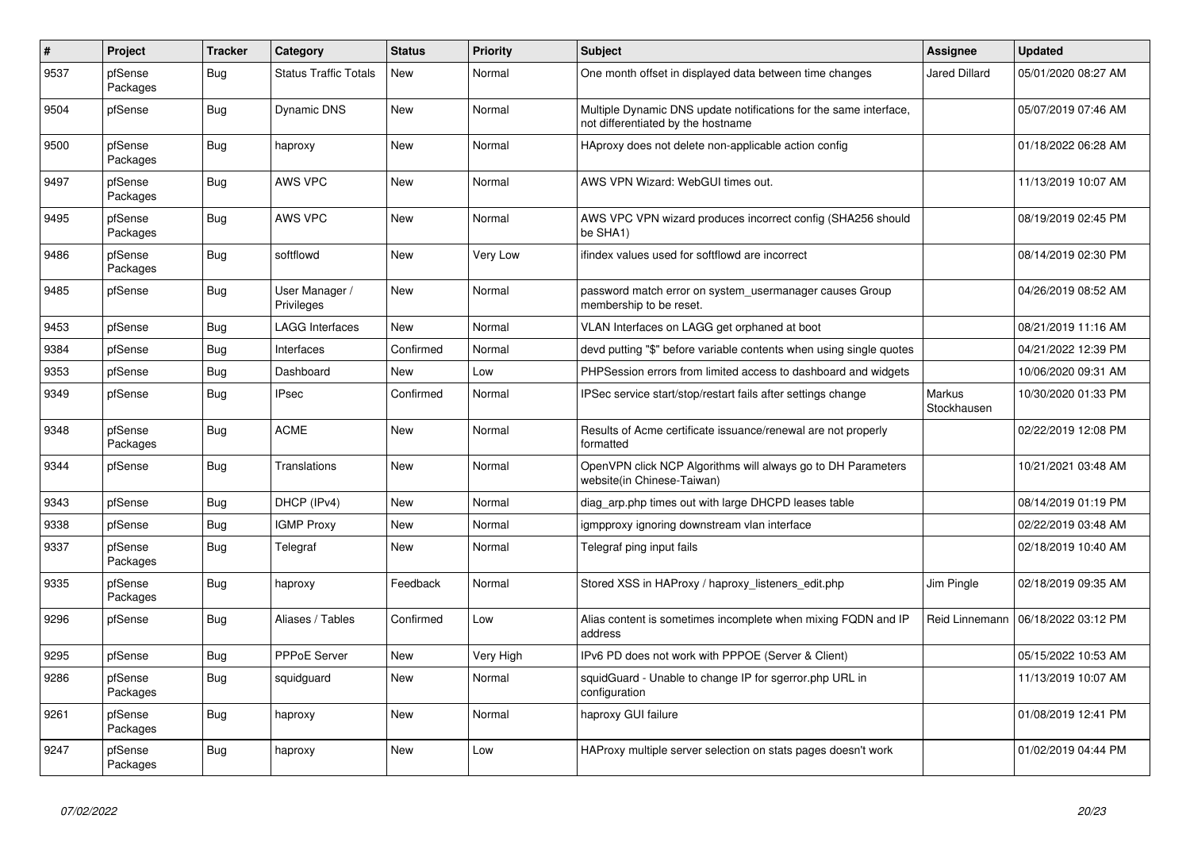| # | Project | Tracker | Category | Status | Priority | Subject | Assignee | Updated |
|---|---|---|---|---|---|---|---|---|
| 9537 | pfSense Packages | Bug | Status Traffic Totals | New | Normal | One month offset in displayed data between time changes | Jared Dillard | 05/01/2020 08:27 AM |
| 9504 | pfSense | Bug | Dynamic DNS | New | Normal | Multiple Dynamic DNS update notifications for the same interface, not differentiated by the hostname | | 05/07/2019 07:46 AM |
| 9500 | pfSense Packages | Bug | haproxy | New | Normal | HAproxy does not delete non-applicable action config | | 01/18/2022 06:28 AM |
| 9497 | pfSense Packages | Bug | AWS VPC | New | Normal | AWS VPN Wizard: WebGUI times out. | | 11/13/2019 10:07 AM |
| 9495 | pfSense Packages | Bug | AWS VPC | New | Normal | AWS VPC VPN wizard produces incorrect config (SHA256 should be SHA1) | | 08/19/2019 02:45 PM |
| 9486 | pfSense Packages | Bug | softflowd | New | Very Low | ifindex values used for softflowd are incorrect | | 08/14/2019 02:30 PM |
| 9485 | pfSense | Bug | User Manager / Privileges | New | Normal | password match error on system_usermanager causes Group membership to be reset. | | 04/26/2019 08:52 AM |
| 9453 | pfSense | Bug | LAGG Interfaces | New | Normal | VLAN Interfaces on LAGG get orphaned at boot | | 08/21/2019 11:16 AM |
| 9384 | pfSense | Bug | Interfaces | Confirmed | Normal | devd putting "$" before variable contents when using single quotes | | 04/21/2022 12:39 PM |
| 9353 | pfSense | Bug | Dashboard | New | Low | PHPSession errors from limited access to dashboard and widgets | | 10/06/2020 09:31 AM |
| 9349 | pfSense | Bug | IPsec | Confirmed | Normal | IPSec service start/stop/restart fails after settings change | Markus Stockhausen | 10/30/2020 01:33 PM |
| 9348 | pfSense Packages | Bug | ACME | New | Normal | Results of Acme certificate issuance/renewal are not properly formatted | | 02/22/2019 12:08 PM |
| 9344 | pfSense | Bug | Translations | New | Normal | OpenVPN click NCP Algorithms will always go to DH Parameters website(in Chinese-Taiwan) | | 10/21/2021 03:48 AM |
| 9343 | pfSense | Bug | DHCP (IPv4) | New | Normal | diag_arp.php times out with large DHCPD leases table | | 08/14/2019 01:19 PM |
| 9338 | pfSense | Bug | IGMP Proxy | New | Normal | igmpproxy ignoring downstream vlan interface | | 02/22/2019 03:48 AM |
| 9337 | pfSense Packages | Bug | Telegraf | New | Normal | Telegraf ping input fails | | 02/18/2019 10:40 AM |
| 9335 | pfSense Packages | Bug | haproxy | Feedback | Normal | Stored XSS in HAProxy / haproxy_listeners_edit.php | Jim Pingle | 02/18/2019 09:35 AM |
| 9296 | pfSense | Bug | Aliases / Tables | Confirmed | Low | Alias content is sometimes incomplete when mixing FQDN and IP address | Reid Linnemann | 06/18/2022 03:12 PM |
| 9295 | pfSense | Bug | PPPoE Server | New | Very High | IPv6 PD does not work with PPPOE (Server & Client) | | 05/15/2022 10:53 AM |
| 9286 | pfSense Packages | Bug | squidguard | New | Normal | squidGuard - Unable to change IP for sgerror.php URL in configuration | | 11/13/2019 10:07 AM |
| 9261 | pfSense Packages | Bug | haproxy | New | Normal | haproxy GUI failure | | 01/08/2019 12:41 PM |
| 9247 | pfSense Packages | Bug | haproxy | New | Low | HAProxy multiple server selection on stats pages doesn't work | | 01/02/2019 04:44 PM |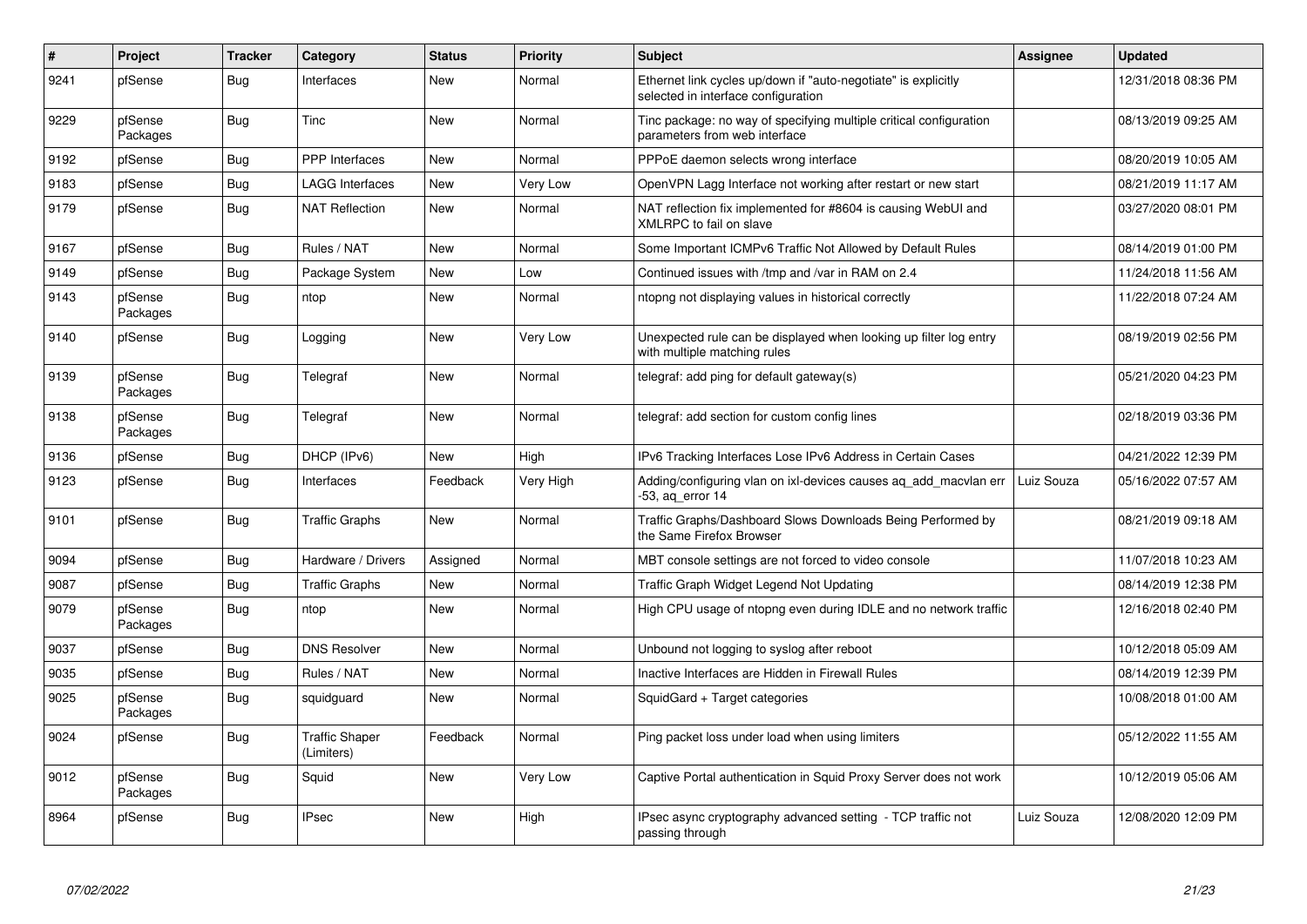| # | Project | Tracker | Category | Status | Priority | Subject | Assignee | Updated |
|---|---|---|---|---|---|---|---|---|
| 9241 | pfSense | Bug | Interfaces | New | Normal | Ethernet link cycles up/down if "auto-negotiate" is explicitly selected in interface configuration | | 12/31/2018 08:36 PM |
| 9229 | pfSense Packages | Bug | Tinc | New | Normal | Tinc package: no way of specifying multiple critical configuration parameters from web interface | | 08/13/2019 09:25 AM |
| 9192 | pfSense | Bug | PPP Interfaces | New | Normal | PPPoE daemon selects wrong interface | | 08/20/2019 10:05 AM |
| 9183 | pfSense | Bug | LAGG Interfaces | New | Very Low | OpenVPN Lagg Interface not working after restart or new start | | 08/21/2019 11:17 AM |
| 9179 | pfSense | Bug | NAT Reflection | New | Normal | NAT reflection fix implemented for #8604 is causing WebUI and XMLRPC to fail on slave | | 03/27/2020 08:01 PM |
| 9167 | pfSense | Bug | Rules / NAT | New | Normal | Some Important ICMPv6 Traffic Not Allowed by Default Rules | | 08/14/2019 01:00 PM |
| 9149 | pfSense | Bug | Package System | New | Low | Continued issues with /tmp and /var in RAM on 2.4 | | 11/24/2018 11:56 AM |
| 9143 | pfSense Packages | Bug | ntop | New | Normal | ntopng not displaying values in historical correctly | | 11/22/2018 07:24 AM |
| 9140 | pfSense | Bug | Logging | New | Very Low | Unexpected rule can be displayed when looking up filter log entry with multiple matching rules | | 08/19/2019 02:56 PM |
| 9139 | pfSense Packages | Bug | Telegraf | New | Normal | telegraf: add ping for default gateway(s) | | 05/21/2020 04:23 PM |
| 9138 | pfSense Packages | Bug | Telegraf | New | Normal | telegraf: add section for custom config lines | | 02/18/2019 03:36 PM |
| 9136 | pfSense | Bug | DHCP (IPv6) | New | High | IPv6 Tracking Interfaces Lose IPv6 Address in Certain Cases | | 04/21/2022 12:39 PM |
| 9123 | pfSense | Bug | Interfaces | Feedback | Very High | Adding/configuring vlan on ixl-devices causes aq_add_macvlan err -53, aq_error 14 | Luiz Souza | 05/16/2022 07:57 AM |
| 9101 | pfSense | Bug | Traffic Graphs | New | Normal | Traffic Graphs/Dashboard Slows Downloads Being Performed by the Same Firefox Browser | | 08/21/2019 09:18 AM |
| 9094 | pfSense | Bug | Hardware / Drivers | Assigned | Normal | MBT console settings are not forced to video console | | 11/07/2018 10:23 AM |
| 9087 | pfSense | Bug | Traffic Graphs | New | Normal | Traffic Graph Widget Legend Not Updating | | 08/14/2019 12:38 PM |
| 9079 | pfSense Packages | Bug | ntop | New | Normal | High CPU usage of ntopng even during IDLE and no network traffic | | 12/16/2018 02:40 PM |
| 9037 | pfSense | Bug | DNS Resolver | New | Normal | Unbound not logging to syslog after reboot | | 10/12/2018 05:09 AM |
| 9035 | pfSense | Bug | Rules / NAT | New | Normal | Inactive Interfaces are Hidden in Firewall Rules | | 08/14/2019 12:39 PM |
| 9025 | pfSense Packages | Bug | squidguard | New | Normal | SquidGard + Target categories | | 10/08/2018 01:00 AM |
| 9024 | pfSense | Bug | Traffic Shaper (Limiters) | Feedback | Normal | Ping packet loss under load when using limiters | | 05/12/2022 11:55 AM |
| 9012 | pfSense Packages | Bug | Squid | New | Very Low | Captive Portal authentication in Squid Proxy Server does not work | | 10/12/2019 05:06 AM |
| 8964 | pfSense | Bug | IPsec | New | High | IPsec async cryptography advanced setting - TCP traffic not passing through | Luiz Souza | 12/08/2020 12:09 PM |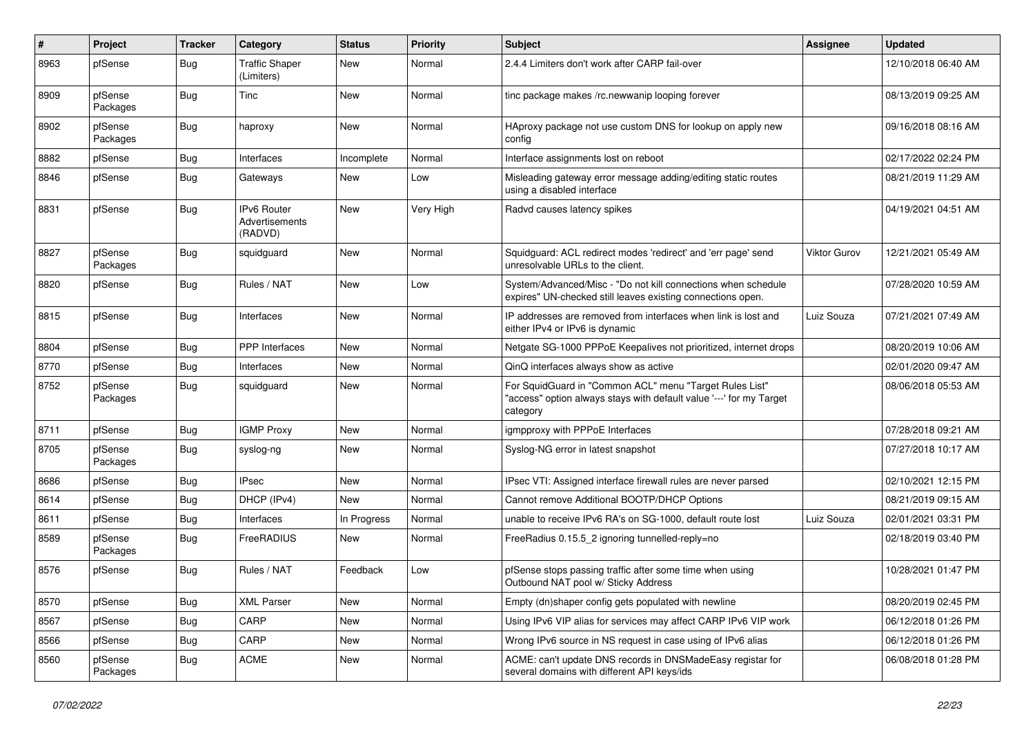| # | Project | Tracker | Category | Status | Priority | Subject | Assignee | Updated |
|---|---|---|---|---|---|---|---|---|
| 8963 | pfSense | Bug | Traffic Shaper (Limiters) | New | Normal | 2.4.4 Limiters don't work after CARP fail-over | | 12/10/2018 06:40 AM |
| 8909 | pfSense Packages | Bug | Tinc | New | Normal | tinc package makes /rc.newwanip looping forever | | 08/13/2019 09:25 AM |
| 8902 | pfSense Packages | Bug | haproxy | New | Normal | HAproxy package not use custom DNS for lookup on apply new config | | 09/16/2018 08:16 AM |
| 8882 | pfSense | Bug | Interfaces | Incomplete | Normal | Interface assignments lost on reboot | | 02/17/2022 02:24 PM |
| 8846 | pfSense | Bug | Gateways | New | Low | Misleading gateway error message adding/editing static routes using a disabled interface | | 08/21/2019 11:29 AM |
| 8831 | pfSense | Bug | IPv6 Router Advertisements (RADVD) | New | Very High | Radvd causes latency spikes | | 04/19/2021 04:51 AM |
| 8827 | pfSense Packages | Bug | squidguard | New | Normal | Squidguard: ACL redirect modes 'redirect' and 'err page' send unresolvable URLs to the client. | Viktor Gurov | 12/21/2021 05:49 AM |
| 8820 | pfSense | Bug | Rules / NAT | New | Low | System/Advanced/Misc - "Do not kill connections when schedule expires" UN-checked still leaves existing connections open. | | 07/28/2020 10:59 AM |
| 8815 | pfSense | Bug | Interfaces | New | Normal | IP addresses are removed from interfaces when link is lost and either IPv4 or IPv6 is dynamic | Luiz Souza | 07/21/2021 07:49 AM |
| 8804 | pfSense | Bug | PPP Interfaces | New | Normal | Netgate SG-1000 PPPoE Keepalives not prioritized, internet drops | | 08/20/2019 10:06 AM |
| 8770 | pfSense | Bug | Interfaces | New | Normal | QinQ interfaces always show as active | | 02/01/2020 09:47 AM |
| 8752 | pfSense Packages | Bug | squidguard | New | Normal | For SquidGuard in "Common ACL" menu "Target Rules List" "access" option always stays with default value '---' for my Target category | | 08/06/2018 05:53 AM |
| 8711 | pfSense | Bug | IGMP Proxy | New | Normal | igmpproxy with PPPoE Interfaces | | 07/28/2018 09:21 AM |
| 8705 | pfSense Packages | Bug | syslog-ng | New | Normal | Syslog-NG error in latest snapshot | | 07/27/2018 10:17 AM |
| 8686 | pfSense | Bug | IPsec | New | Normal | IPsec VTI: Assigned interface firewall rules are never parsed | | 02/10/2021 12:15 PM |
| 8614 | pfSense | Bug | DHCP (IPv4) | New | Normal | Cannot remove Additional BOOTP/DHCP Options | | 08/21/2019 09:15 AM |
| 8611 | pfSense | Bug | Interfaces | In Progress | Normal | unable to receive IPv6 RA's on SG-1000, default route lost | Luiz Souza | 02/01/2021 03:31 PM |
| 8589 | pfSense Packages | Bug | FreeRADIUS | New | Normal | FreeRadius 0.15.5_2 ignoring tunnelled-reply=no | | 02/18/2019 03:40 PM |
| 8576 | pfSense | Bug | Rules / NAT | Feedback | Low | pfSense stops passing traffic after some time when using Outbound NAT pool w/ Sticky Address | | 10/28/2021 01:47 PM |
| 8570 | pfSense | Bug | XML Parser | New | Normal | Empty (dn)shaper config gets populated with newline | | 08/20/2019 02:45 PM |
| 8567 | pfSense | Bug | CARP | New | Normal | Using IPv6 VIP alias for services may affect CARP IPv6 VIP work | | 06/12/2018 01:26 PM |
| 8566 | pfSense | Bug | CARP | New | Normal | Wrong IPv6 source in NS request in case using of IPv6 alias | | 06/12/2018 01:26 PM |
| 8560 | pfSense Packages | Bug | ACME | New | Normal | ACME: can't update DNS records in DNSMadeEasy registar for several domains with different API keys/ids | | 06/08/2018 01:28 PM |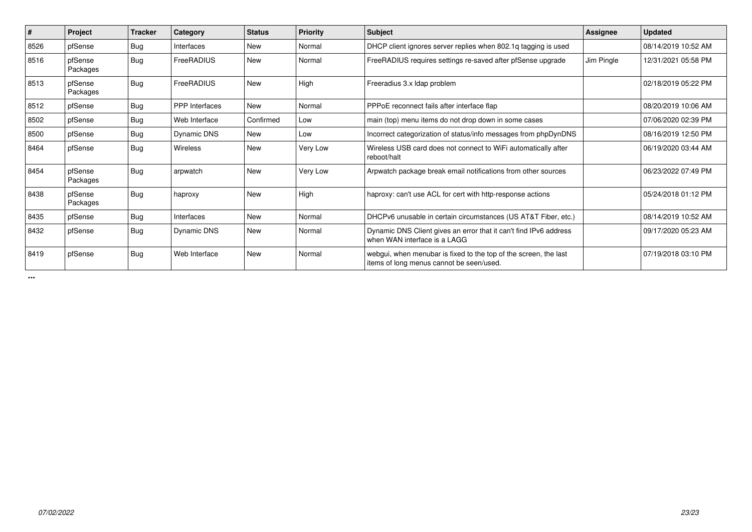| # | Project | Tracker | Category | Status | Priority | Subject | Assignee | Updated |
|---|---|---|---|---|---|---|---|---|
| 8526 | pfSense | Bug | Interfaces | New | Normal | DHCP client ignores server replies when 802.1q tagging is used | | 08/14/2019 10:52 AM |
| 8516 | pfSense Packages | Bug | FreeRADIUS | New | Normal | FreeRADIUS requires settings re-saved after pfSense upgrade | Jim Pingle | 12/31/2021 05:58 PM |
| 8513 | pfSense Packages | Bug | FreeRADIUS | New | High | Freeradius 3.x ldap problem | | 02/18/2019 05:22 PM |
| 8512 | pfSense | Bug | PPP Interfaces | New | Normal | PPPoE reconnect fails after interface flap | | 08/20/2019 10:06 AM |
| 8502 | pfSense | Bug | Web Interface | Confirmed | Low | main (top) menu items do not drop down in some cases | | 07/06/2020 02:39 PM |
| 8500 | pfSense | Bug | Dynamic DNS | New | Low | Incorrect categorization of status/info messages from phpDynDNS | | 08/16/2019 12:50 PM |
| 8464 | pfSense | Bug | Wireless | New | Very Low | Wireless USB card does not connect to WiFi automatically after reboot/halt | | 06/19/2020 03:44 AM |
| 8454 | pfSense Packages | Bug | arpwatch | New | Very Low | Arpwatch package break email notifications from other sources | | 06/23/2022 07:49 PM |
| 8438 | pfSense Packages | Bug | haproxy | New | High | haproxy: can't use ACL for cert with http-response actions | | 05/24/2018 01:12 PM |
| 8435 | pfSense | Bug | Interfaces | New | Normal | DHCPv6 unusable in certain circumstances (US AT&T Fiber, etc.) | | 08/14/2019 10:52 AM |
| 8432 | pfSense | Bug | Dynamic DNS | New | Normal | Dynamic DNS Client gives an error that it can't find IPv6 address when WAN interface is a LAGG | | 09/17/2020 05:23 AM |
| 8419 | pfSense | Bug | Web Interface | New | Normal | webgui, when menubar is fixed to the top of the screen, the last items of long menus cannot be seen/used. | | 07/19/2018 03:10 PM |

...